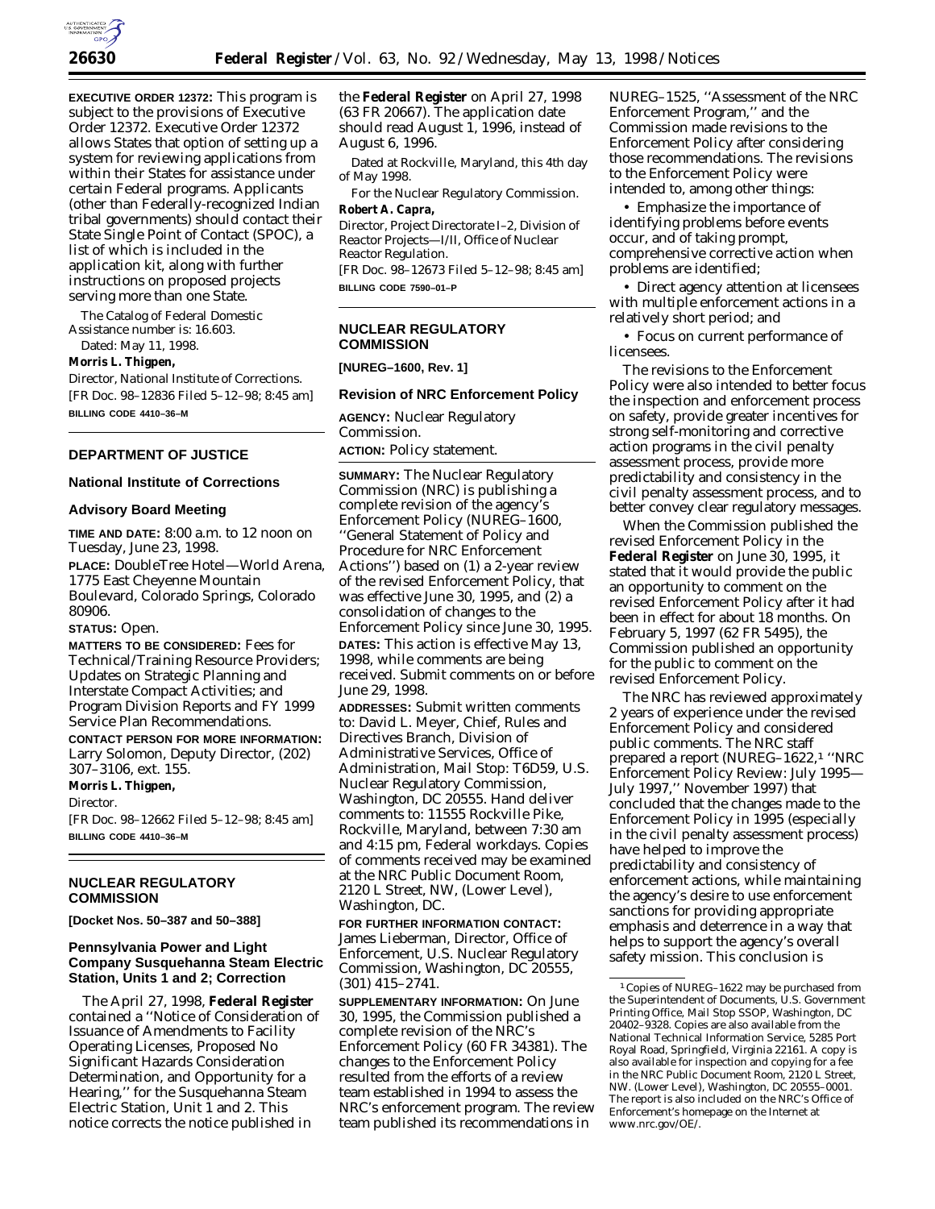**EXECUTIVE ORDER 12372:** This program is subject to the provisions of Executive Order 12372. Executive Order 12372 allows States that option of setting up a system for reviewing applications from within their States for assistance under certain Federal programs. Applicants (other than Federally-recognized Indian tribal governments) should contact their State Single Point of Contact (SPOC), a list of which is included in the application kit, along with further instructions on proposed projects serving more than one State.

The Catalog of Federal Domestic Assistance number is: 16.603.

Dated: May 11, 1998.

**Morris L. Thigpen,**

*Director, National Institute of Corrections.*

[FR Doc. 98–12836 Filed 5–12–98; 8:45 am]

**BILLING CODE 4410–36–M**

## DEPARTMENT OF JUSTICE

### National Institute of Corrections

### Advisory Board Meeting

**TIME AND DATE:** 8:00 a.m. to 12 noon on Tuesday, June 23, 1998.

**PLACE:** DoubleTree Hotel—World Arena, 1775 East Cheyenne Mountain Boulevard, Colorado Springs, Colorado 80906.

**STATUS:** Open.

**MATTERS TO BE CONSIDERED:** Fees for Technical/Training Resource Providers; Updates on Strategic Planning and Interstate Compact Activities; and Program Division Reports and FY 1999 Service Plan Recommendations.

**CONTACT PERSON FOR MORE INFORMATION:** Larry Solomon, Deputy Director, (202) 307–3106, ext. 155.

**Morris L. Thigpen,**

*Director.*

[FR Doc. 98–12662 Filed 5–12–98; 8:45 am]

**BILLING CODE 4410–36–M**

## NUCLEAR REGULATORY COMMISSION

**[Docket Nos. 50–387 and 50–388]**

### Pennsylvania Power and Light Company Susquehanna Steam Electric Station, Units 1 and 2; Correction

The April 27, 1998, **Federal Register** contained a ''Notice of Consideration of Issuance of Amendments to Facility Operating Licenses, Proposed No Significant Hazards Consideration Determination, and Opportunity for a Hearing,'' for the Susquehanna Steam Electric Station, Unit 1 and 2. This notice corrects the notice published in the **Federal Register** on April 27, 1998 (63 FR 20667). The application date should read August 1, 1996, instead of August 6, 1996.

Dated at Rockville, Maryland, this 4th day of May 1998.

For the Nuclear Regulatory Commission.

**Robert A. Capra,**

*Director, Project Directorate I–2, Division of Reactor Projects—I/II, Office of Nuclear Reactor Regulation.*

[FR Doc. 98–12673 Filed 5–12–98; 8:45 am]

**BILLING CODE 7590–01–P**

## NUCLEAR REGULATORY COMMISSION

**[NUREG–1600, Rev. 1]**

### Revision of NRC Enforcement Policy

**AGENCY:** Nuclear Regulatory Commission.

**ACTION:** Policy statement.

**SUMMARY:** The Nuclear Regulatory Commission (NRC) is publishing a complete revision of the agency's Enforcement Policy (NUREG–1600, ''General Statement of Policy and Procedure for NRC Enforcement Actions'') based on (1) a 2-year review of the revised Enforcement Policy, that was effective June 30, 1995, and (2) a consolidation of changes to the Enforcement Policy since June 30, 1995.

**DATES:** This action is effective May 13, 1998, while comments are being received. Submit comments on or before June 29, 1998.

**ADDRESSES:** Submit written comments to: David L. Meyer, Chief, Rules and Directives Branch, Division of Administrative Services, Office of Administration, Mail Stop: T6D59, U.S. Nuclear Regulatory Commission, Washington, DC 20555. Hand deliver comments to: 11555 Rockville Pike, Rockville, Maryland, between 7:30 am and 4:15 pm, Federal workdays. Copies of comments received may be examined at the NRC Public Document Room, 2120 L Street, NW, (Lower Level), Washington, DC.

**FOR FURTHER INFORMATION CONTACT:** James Lieberman, Director, Office of Enforcement, U.S. Nuclear Regulatory Commission, Washington, DC 20555, (301) 415–2741.

**SUPPLEMENTARY INFORMATION:** On June 30, 1995, the Commission published a complete revision of the NRC's Enforcement Policy (60 FR 34381). The changes to the Enforcement Policy resulted from the efforts of a review team established in 1994 to assess the NRC's enforcement program. The review team published its recommendations in NUREG–1525, ''Assessment of the NRC Enforcement Program,'' and the Commission made revisions to the Enforcement Policy after considering those recommendations. The revisions to the Enforcement Policy were intended to, among other things:

- Emphasize the importance of identifying problems before events occur, and of taking prompt, comprehensive corrective action when problems are identified;
- Direct agency attention at licensees with multiple enforcement actions in a relatively short period; and
- Focus on current performance of licensees.

The revisions to the Enforcement Policy were also intended to better focus the inspection and enforcement process on safety, provide greater incentives for strong self-monitoring and corrective action programs in the civil penalty assessment process, provide more predictability and consistency in the civil penalty assessment process, and to better convey clear regulatory messages.

When the Commission published the revised Enforcement Policy in the **Federal Register** on June 30, 1995, it stated that it would provide the public an opportunity to comment on the revised Enforcement Policy after it had been in effect for about 18 months. On February 5, 1997 (62 FR 5495), the Commission published an opportunity for the public to comment on the revised Enforcement Policy.

The NRC has reviewed approximately 2 years of experience under the revised Enforcement Policy and considered public comments. The NRC staff prepared a report (NUREG–1622,[1] ''NRC Enforcement Policy Review: July 1995—July 1997,'' November 1997) that concluded that the changes made to the Enforcement Policy in 1995 (especially in the civil penalty assessment process) have helped to improve the predictability and consistency of enforcement actions, while maintaining the agency's desire to use enforcement sanctions for providing appropriate emphasis and deterrence in a way that helps to support the agency's overall safety mission. This conclusion is

[1] Copies of NUREG–1622 may be purchased from the Superintendent of Documents, U.S. Government Printing Office, Mail Stop SSOP, Washington, DC 20402–9328. Copies are also available from the National Technical Information Service, 5285 Port Royal Road, Springfield, Virginia 22161. A copy is also available for inspection and copying for a fee in the NRC Public Document Room, 2120 L Street, NW. (Lower Level), Washington, DC 20555–0001. The report is also included on the NRC's Office of Enforcement's homepage on the Internet at www.nrc.gov/OE/.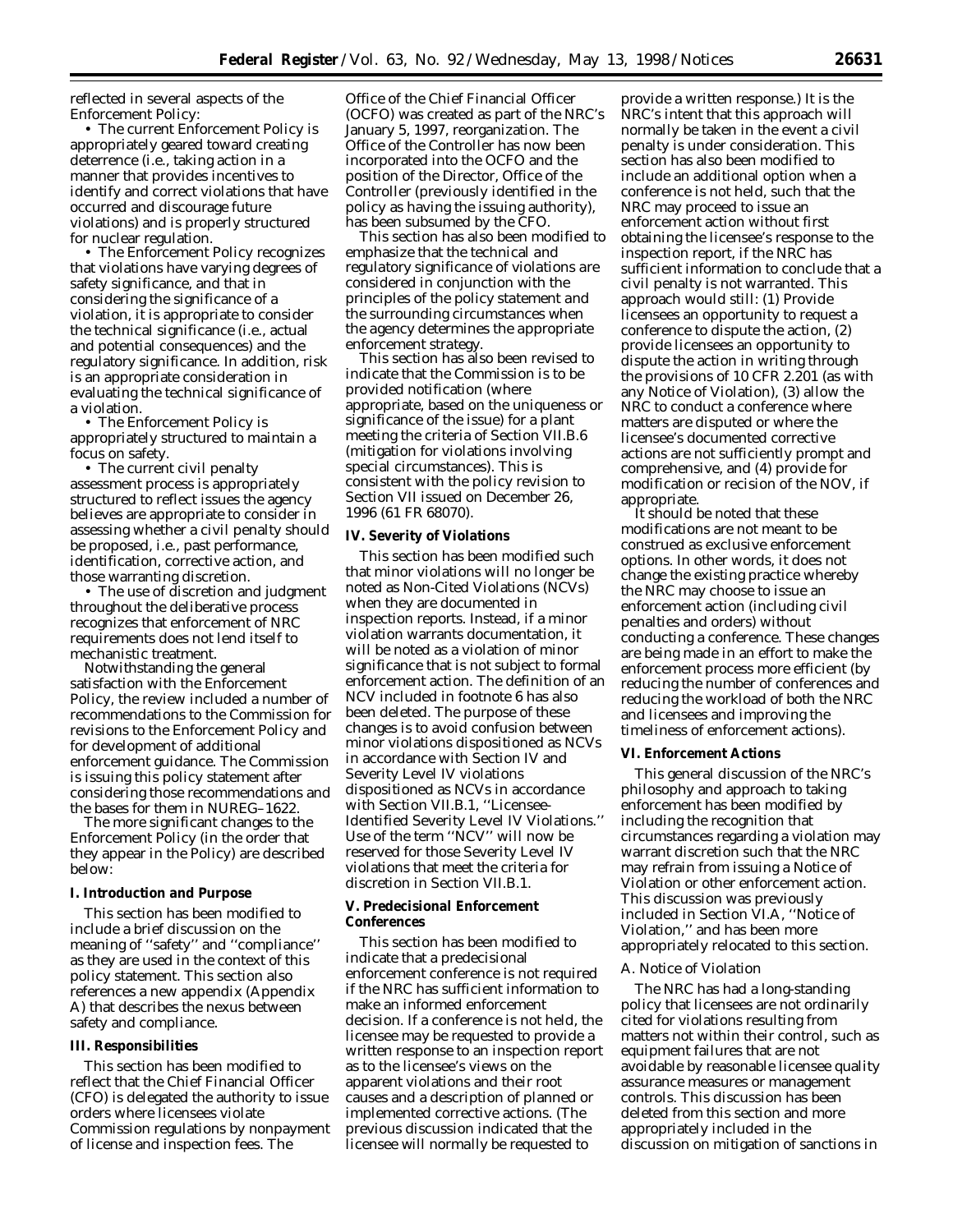reflected in several aspects of the Enforcement Policy:

• The current Enforcement Policy is appropriately geared toward creating deterrence (i.e., taking action in a manner that provides incentives to identify and correct violations that have occurred and discourage future violations) and is properly structured for nuclear regulation.

• The Enforcement Policy recognizes that violations have varying degrees of safety significance, and that in considering the significance of a violation, it is appropriate to consider the technical significance (i.e., actual and potential consequences) and the regulatory significance. In addition, risk is an appropriate consideration in evaluating the technical significance of a violation.

• The Enforcement Policy is appropriately structured to maintain a focus on safety.

• The current civil penalty assessment process is appropriately structured to reflect issues the agency believes are appropriate to consider in assessing whether a civil penalty should be proposed, i.e., past performance, identification, corrective action, and those warranting discretion.

• The use of discretion and judgment throughout the deliberative process recognizes that enforcement of NRC requirements does not lend itself to mechanistic treatment.

Notwithstanding the general satisfaction with the Enforcement Policy, the review included a number of recommendations to the Commission for revisions to the Enforcement Policy and for development of additional enforcement guidance. The Commission is issuing this policy statement after considering those recommendations and the bases for them in NUREG–1622.

The more significant changes to the Enforcement Policy (in the order that they appear in the Policy) are described below:

**I. Introduction and Purpose**

This section has been modified to include a brief discussion on the meaning of ''safety'' and ''compliance'' as they are used in the context of this policy statement. This section also references a new appendix (Appendix A) that describes the nexus between safety and compliance.

**III. Responsibilities**

This section has been modified to reflect that the Chief Financial Officer (CFO) is delegated the authority to issue orders where licensees violate Commission regulations by nonpayment of license and inspection fees. The Office of the Chief Financial Officer (OCFO) was created as part of the NRC's January 5, 1997, reorganization. The Office of the Controller has now been incorporated into the OCFO and the position of the Director, Office of the Controller (previously identified in the policy as having the issuing authority), has been subsumed by the CFO.

This section has also been modified to emphasize that the technical and regulatory significance of violations are considered in conjunction with the principles of the policy statement and the surrounding circumstances when the agency determines the appropriate enforcement strategy.

This section has also been revised to indicate that the Commission is to be provided notification (where appropriate, based on the uniqueness or significance of the issue) for a plant meeting the criteria of Section VII.B.6 (mitigation for violations involving special circumstances). This is consistent with the policy revision to Section VII issued on December 26, 1996 (61 FR 68070).

**IV. Severity of Violations**

This section has been modified such that minor violations will no longer be noted as Non-Cited Violations (NCVs) when they are documented in inspection reports. Instead, if a minor violation warrants documentation, it will be noted as a violation of minor significance that is not subject to formal enforcement action. The definition of an NCV included in footnote 6 has also been deleted. The purpose of these changes is to avoid confusion between minor violations dispositioned as NCVs in accordance with Section IV and Severity Level IV violations dispositioned as NCVs in accordance with Section VII.B.1, ''Licensee-Identified Severity Level IV Violations.'' Use of the term ''NCV'' will now be reserved for those Severity Level IV violations that meet the criteria for discretion in Section VII.B.1.

**V. Predecisional Enforcement Conferences**

This section has been modified to indicate that a predecisional enforcement conference is not required if the NRC has sufficient information to make an informed enforcement decision. If a conference is not held, the licensee may be requested to provide a written response to an inspection report as to the licensee's views on the apparent violations and their root causes and a description of planned or implemented corrective actions. (The previous discussion indicated that the licensee will normally be requested to provide a written response.) It is the NRC's intent that this approach will normally be taken in the event a civil penalty is under consideration. This section has also been modified to include an additional option when a conference is not held, such that the NRC may proceed to issue an enforcement action without first obtaining the licensee's response to the inspection report, if the NRC has sufficient information to conclude that a civil penalty is not warranted. This approach would still: (1) Provide licensees an opportunity to request a conference to dispute the action, (2) provide licensees an opportunity to dispute the action in writing through the provisions of 10 CFR 2.201 (as with any Notice of Violation), (3) allow the NRC to conduct a conference where matters are disputed or where the licensee's documented corrective actions are not sufficiently prompt and comprehensive, and (4) provide for modification or recision of the NOV, if appropriate.

It should be noted that these modifications are not meant to be construed as exclusive enforcement options. In other words, it does not change the existing practice whereby the NRC may choose to issue an enforcement action (including civil penalties and orders) without conducting a conference. These changes are being made in an effort to make the enforcement process more efficient (by reducing the number of conferences and reducing the workload of both the NRC and licensees and improving the timeliness of enforcement actions).

**VI. Enforcement Actions**

This general discussion of the NRC's philosophy and approach to taking enforcement has been modified by including the recognition that circumstances regarding a violation may warrant discretion such that the NRC may refrain from issuing a Notice of Violation or other enforcement action. This discussion was previously included in Section VI.A, ''Notice of Violation,'' and has been more appropriately relocated to this section.

*A. Notice of Violation*

The NRC has had a long-standing policy that licensees are not ordinarily cited for violations resulting from matters not within their control, such as equipment failures that are not avoidable by reasonable licensee quality assurance measures or management controls. This discussion has been deleted from this section and more appropriately included in the discussion on mitigation of sanctions in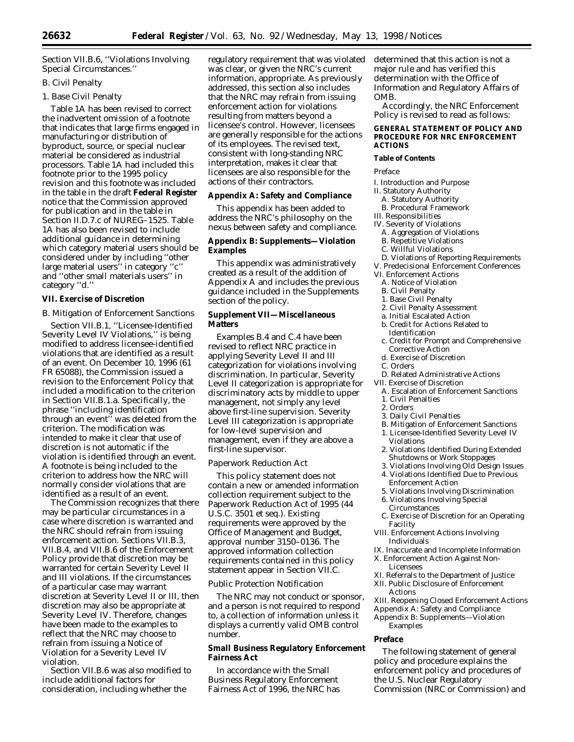Section VII.B.6, ''Violations Involving Special Circumstances.''

B. Civil Penalty

1. Base Civil Penalty

Table 1A has been revised to correct the inadvertent omission of a footnote that indicates that large firms engaged in manufacturing or distribution of byproduct, source, or special nuclear material be considered as industrial processors. Table 1A had included this footnote prior to the 1995 policy revision and this footnote was included in the draft **Federal Register** notice that the Commission approved for publication and in the table in Section II.D.7.c of NUREG–1525. Table 1A has also been revised to include additional guidance in determining which category material users should be considered under by including ''other large material users'' in category ''c'' and ''other small materials users'' in category ''d.''

## VII. Exercise of Discretion

B. Mitigation of Enforcement Sanctions

Section VII.B.1, ''Licensee-Identified Severity Level IV Violations,'' is being modified to address licensee-identified violations that are identified as a result of an event. On December 10, 1996 (61 FR 65088), the Commission issued a revision to the Enforcement Policy that included a modification to the criterion in Section VII.B.1.a. Specifically, the phrase ''including identification through an event'' was deleted from the criterion. The modification was intended to make it clear that use of discretion is not automatic if the violation is identified through an event. A footnote is being included to the criterion to address how the NRC will normally consider violations that are identified as a result of an event.

The Commission recognizes that there may be particular circumstances in a case where discretion is warranted and the NRC should refrain from issuing enforcement action. Sections VII.B.3, VII.B.4, and VII.B.6 of the Enforcement Policy provide that discretion may be warranted for certain Severity Level II and III violations. If the circumstances of a particular case may warrant discretion at Severity Level II or III, then discretion may also be appropriate at Severity Level IV. Therefore, changes have been made to the examples to reflect that the NRC may choose to refrain from issuing a Notice of Violation for a Severity Level IV violation.

Section VII.B.6 was also modified to include additional factors for consideration, including whether the regulatory requirement that was violated was clear, or given the NRC's current information, appropriate. As previously addressed, this section also includes that the NRC may refrain from issuing enforcement action for violations resulting from matters beyond a licensee's control. However, licensees are generally responsible for the actions of its employees. The revised text, consistent with long-standing NRC interpretation, makes it clear that licensees are also responsible for the actions of their contractors.

### Appendix A: Safety and Compliance

This appendix has been added to address the NRC's philosophy on the nexus between safety and compliance.

### Appendix B: Supplements—Violation Examples

This appendix was administratively created as a result of the addition of Appendix A and includes the previous guidance included in the Supplements section of the policy.

### Supplement VII—Miscellaneous Matters

Examples B.4 and C.4 have been revised to reflect NRC practice in applying Severity Level II and III categorization for violations involving discrimination. In particular, Severity Level II categorization is appropriate for discriminatory acts by middle to upper management, not simply any level above first-line supervision. Severity Level III categorization is appropriate for low-level supervision and management, even if they are above a first-line supervisor.

*Paperwork Reduction Act*

This policy statement does not contain a new or amended information collection requirement subject to the Paperwork Reduction Act of 1995 (44 U.S.C. 3501 et seq.). Existing requirements were approved by the Office of Management and Budget, approval number 3150–0136. The approved information collection requirements contained in this policy statement appear in Section VII.C.

*Public Protection Notification*

The NRC may not conduct or sponsor, and a person is not required to respond to, a collection of information unless it displays a currently valid OMB control number.

### Small Business Regulatory Enforcement Fairness Act

In accordance with the Small Business Regulatory Enforcement Fairness Act of 1996, the NRC has determined that this action is not a major rule and has verified this determination with the Office of Information and Regulatory Affairs of OMB.

Accordingly, the NRC Enforcement Policy is revised to read as follows:

## GENERAL STATEMENT OF POLICY AND PROCEDURE FOR NRC ENFORCEMENT ACTIONS

### Table of Contents

Preface
I. Introduction and Purpose
II. Statutory Authority
  A. Statutory Authority
  B. Procedural Framework
III. Responsibilities
IV. Severity of Violations
  A. Aggregation of Violations
  B. Repetitive Violations
  C. Willful Violations
  D. Violations of Reporting Requirements
V. Predecisional Enforcement Conferences
VI. Enforcement Actions
  A. Notice of Violation
  B. Civil Penalty
  1. Base Civil Penalty
  2. Civil Penalty Assessment
  a. Initial Escalated Action
  b. Credit for Actions Related to Identification
  c. Credit for Prompt and Comprehensive Corrective Action
  d. Exercise of Discretion
  C. Orders
  D. Related Administrative Actions
VII. Exercise of Discretion
  A. Escalation of Enforcement Sanctions
  1. Civil Penalties
  2. Orders
  3. Daily Civil Penalties
  B. Mitigation of Enforcement Sanctions
  1. Licensee-Identified Severity Level IV Violations
  2. Violations Identified During Extended Shutdowns or Work Stoppages
  3. Violations Involving Old Design Issues
  4. Violations Identified Due to Previous Enforcement Action
  5. Violations Involving Discrimination
  6. Violations Involving Special Circumstances
  C. Exercise of Discretion for an Operating Facility
VIII. Enforcement Actions Involving Individuals
IX. Inaccurate and Incomplete Information
X. Enforcement Action Against Non-Licensees
XI. Referrals to the Department of Justice
XII. Public Disclosure of Enforcement Actions
XIII. Reopening Closed Enforcement Actions
Appendix A: Safety and Compliance
Appendix B: Supplements—Violation Examples

### Preface

The following statement of general policy and procedure explains the enforcement policy and procedures of the U.S. Nuclear Regulatory Commission (NRC or Commission) and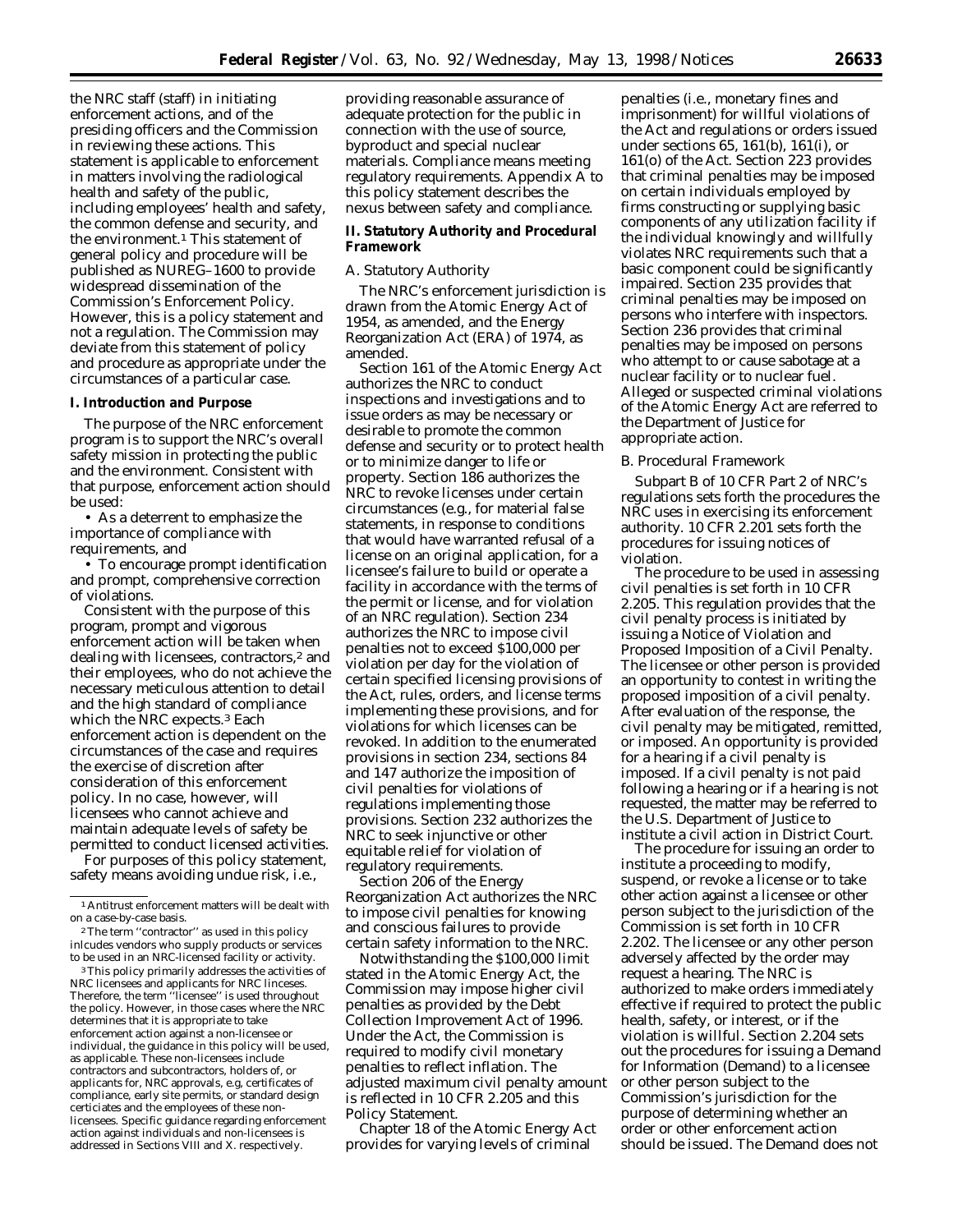the NRC staff (staff) in initiating enforcement actions, and of the presiding officers and the Commission in reviewing these actions. This statement is applicable to enforcement in matters involving the radiological health and safety of the public, including employees' health and safety, the common defense and security, and the environment.[1] This statement of general policy and procedure will be published as NUREG–1600 to provide widespread dissemination of the Commission's Enforcement Policy. However, this is a policy statement and not a regulation. The Commission may deviate from this statement of policy and procedure as appropriate under the circumstances of a particular case.

## I. Introduction and Purpose

The purpose of the NRC enforcement program is to support the NRC's overall safety mission in protecting the public and the environment. Consistent with that purpose, enforcement action should be used:

- As a deterrent to emphasize the importance of compliance with requirements, and
- To encourage prompt identification and prompt, comprehensive correction of violations.

Consistent with the purpose of this program, prompt and vigorous enforcement action will be taken when dealing with licensees, contractors,[2] and their employees, who do not achieve the necessary meticulous attention to detail and the high standard of compliance which the NRC expects.[3] Each enforcement action is dependent on the circumstances of the case and requires the exercise of discretion after consideration of this enforcement policy. In no case, however, will licensees who cannot achieve and maintain adequate levels of safety be permitted to conduct licensed activities.

For purposes of this policy statement, safety means avoiding undue risk, i.e., providing reasonable assurance of adequate protection for the public in connection with the use of source, byproduct and special nuclear materials. Compliance means meeting regulatory requirements. Appendix A to this policy statement describes the nexus between safety and compliance.

## II. Statutory Authority and Procedural Framework

### A. Statutory Authority

The NRC's enforcement jurisdiction is drawn from the Atomic Energy Act of 1954, as amended, and the Energy Reorganization Act (ERA) of 1974, as amended.

Section 161 of the Atomic Energy Act authorizes the NRC to conduct inspections and investigations and to issue orders as may be necessary or desirable to promote the common defense and security or to protect health or to minimize danger to life or property. Section 186 authorizes the NRC to revoke licenses under certain circumstances (e.g., for material false statements, in response to conditions that would have warranted refusal of a license on an original application, for a licensee's failure to build or operate a facility in accordance with the terms of the permit or license, and for violation of an NRC regulation). Section 234 authorizes the NRC to impose civil penalties not to exceed $100,000 per violation per day for the violation of certain specified licensing provisions of the Act, rules, orders, and license terms implementing these provisions, and for violations for which licenses can be revoked. In addition to the enumerated provisions in section 234, sections 84 and 147 authorize the imposition of civil penalties for violations of regulations implementing those provisions. Section 232 authorizes the NRC to seek injunctive or other equitable relief for violation of regulatory requirements.

Section 206 of the Energy Reorganization Act authorizes the NRC to impose civil penalties for knowing and conscious failures to provide certain safety information to the NRC.

Notwithstanding the $100,000 limit stated in the Atomic Energy Act, the Commission may impose higher civil penalties as provided by the Debt Collection Improvement Act of 1996. Under the Act, the Commission is required to modify civil monetary penalties to reflect inflation. The adjusted maximum civil penalty amount is reflected in 10 CFR 2.205 and this Policy Statement.

Chapter 18 of the Atomic Energy Act provides for varying levels of criminal penalties (i.e., monetary fines and imprisonment) for willful violations of the Act and regulations or orders issued under sections 65, 161(b), 161(i), or 161(o) of the Act. Section 223 provides that criminal penalties may be imposed on certain individuals employed by firms constructing or supplying basic components of any utilization facility if the individual knowingly and willfully violates NRC requirements such that a basic component could be significantly impaired. Section 235 provides that criminal penalties may be imposed on persons who interfere with inspectors. Section 236 provides that criminal penalties may be imposed on persons who attempt to or cause sabotage at a nuclear facility or to nuclear fuel. Alleged or suspected criminal violations of the Atomic Energy Act are referred to the Department of Justice for appropriate action.

### B. Procedural Framework

Subpart B of 10 CFR Part 2 of NRC's regulations sets forth the procedures the NRC uses in exercising its enforcement authority. 10 CFR 2.201 sets forth the procedures for issuing notices of violation.

The procedure to be used in assessing civil penalties is set forth in 10 CFR 2.205. This regulation provides that the civil penalty process is initiated by issuing a Notice of Violation and Proposed Imposition of a Civil Penalty. The licensee or other person is provided an opportunity to contest in writing the proposed imposition of a civil penalty. After evaluation of the response, the civil penalty may be mitigated, remitted, or imposed. An opportunity is provided for a hearing if a civil penalty is imposed. If a civil penalty is not paid following a hearing or if a hearing is not requested, the matter may be referred to the U.S. Department of Justice to institute a civil action in District Court.

The procedure for issuing an order to institute a proceeding to modify, suspend, or revoke a license or to take other action against a licensee or other person subject to the jurisdiction of the Commission is set forth in 10 CFR 2.202. The licensee or any other person adversely affected by the order may request a hearing. The NRC is authorized to make orders immediately effective if required to protect the public health, safety, or interest, or if the violation is willful. Section 2.204 sets out the procedures for issuing a Demand for Information (Demand) to a licensee or other person subject to the Commission's jurisdiction for the purpose of determining whether an order or other enforcement action should be issued. The Demand does not

---

[1] Antitrust enforcement matters will be dealt with on a case-by-case basis.

[2] The term ''contractor'' as used in this policy inlcudes vendors who supply products or services to be used in an NRC-licensed facility or activity.

[3] This policy primarily addresses the activities of NRC licensees and applicants for NRC linceses. Therefore, the term ''licensee'' is used throughout the policy. However, in those cases where the NRC determines that it is appropriate to take enforcement action against a non-licensee or individual, the guidance in this policy will be used, as applicable. These non-licensees include contractors and subcontractors, holders of, or applicants for, NRC approvals, e.g, certificates of compliance, early site permits, or standard design certiciates and the employees of these non-licensees. Specific guidance regarding enforcement action against individuals and non-licensees is addressed in Sections VIII and X. respectively.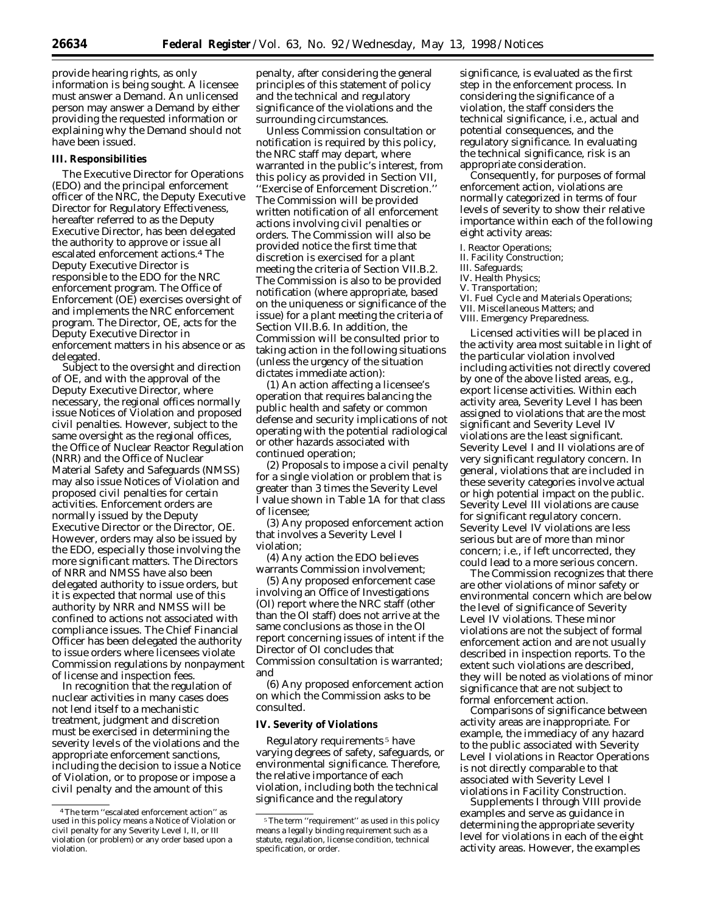provide hearing rights, as only information is being sought. A licensee must answer a Demand. An unlicensed person may answer a Demand by either providing the requested information or explaining why the Demand should not have been issued.

## III. Responsibilities

The Executive Director for Operations (EDO) and the principal enforcement officer of the NRC, the Deputy Executive Director for Regulatory Effectiveness, hereafter referred to as the Deputy Executive Director, has been delegated the authority to approve or issue all escalated enforcement actions.[4] The Deputy Executive Director is responsible to the EDO for the NRC enforcement program. The Office of Enforcement (OE) exercises oversight of and implements the NRC enforcement program. The Director, OE, acts for the Deputy Executive Director in enforcement matters in his absence or as delegated.

Subject to the oversight and direction of OE, and with the approval of the Deputy Executive Director, where necessary, the regional offices normally issue Notices of Violation and proposed civil penalties. However, subject to the same oversight as the regional offices, the Office of Nuclear Reactor Regulation (NRR) and the Office of Nuclear Material Safety and Safeguards (NMSS) may also issue Notices of Violation and proposed civil penalties for certain activities. Enforcement orders are normally issued by the Deputy Executive Director or the Director, OE. However, orders may also be issued by the EDO, especially those involving the more significant matters. The Directors of NRR and NMSS have also been delegated authority to issue orders, but it is expected that normal use of this authority by NRR and NMSS will be confined to actions not associated with compliance issues. The Chief Financial Officer has been delegated the authority to issue orders where licensees violate Commission regulations by nonpayment of license and inspection fees.

In recognition that the regulation of nuclear activities in many cases does not lend itself to a mechanistic treatment, judgment and discretion must be exercised in determining the severity levels of the violations and the appropriate enforcement sanctions, including the decision to issue a Notice of Violation, or to propose or impose a civil penalty and the amount of this penalty, after considering the general principles of this statement of policy and the technical and regulatory significance of the violations and the surrounding circumstances.

Unless Commission consultation or notification is required by this policy, the NRC staff may depart, where warranted in the public's interest, from this policy as provided in Section VII, "Exercise of Enforcement Discretion." The Commission will be provided written notification of all enforcement actions involving civil penalties or orders. The Commission will also be provided notice the first time that discretion is exercised for a plant meeting the criteria of Section VII.B.2. The Commission is also to be provided notification (where appropriate, based on the uniqueness or significance of the issue) for a plant meeting the criteria of Section VII.B.6. In addition, the Commission will be consulted prior to taking action in the following situations (unless the urgency of the situation dictates immediate action):

(1) An action affecting a licensee's operation that requires balancing the public health and safety or common defense and security implications of not operating with the potential radiological or other hazards associated with continued operation;

(2) Proposals to impose a civil penalty for a single violation or problem that is greater than 3 times the Severity Level I value shown in Table 1A for that class of licensee;

(3) Any proposed enforcement action that involves a Severity Level I violation;

(4) Any action the EDO believes warrants Commission involvement;

(5) Any proposed enforcement case involving an Office of Investigations (OI) report where the NRC staff (other than the OI staff) does not arrive at the same conclusions as those in the OI report concerning issues of intent if the Director of OI concludes that Commission consultation is warranted; and

(6) Any proposed enforcement action on which the Commission asks to be consulted.

## IV. Severity of Violations

Regulatory requirements[5] have varying degrees of safety, safeguards, or environmental significance. Therefore, the relative importance of each violation, including both the technical significance and the regulatory significance, is evaluated as the first step in the enforcement process. In considering the significance of a violation, the staff considers the technical significance, i.e., actual and potential consequences, and the regulatory significance. In evaluating the technical significance, risk is an appropriate consideration.

Consequently, for purposes of formal enforcement action, violations are normally categorized in terms of four levels of severity to show their relative importance within each of the following eight activity areas:

I. Reactor Operations;
II. Facility Construction;
III. Safeguards;
IV. Health Physics;
V. Transportation;
VI. Fuel Cycle and Materials Operations;
VII. Miscellaneous Matters; and
VIII. Emergency Preparedness.

Licensed activities will be placed in the activity area most suitable in light of the particular violation involved including activities not directly covered by one of the above listed areas, e.g., export license activities. Within each activity area, Severity Level I has been assigned to violations that are the most significant and Severity Level IV violations are the least significant. Severity Level I and II violations are of very significant regulatory concern. In general, violations that are included in these severity categories involve actual or high potential impact on the public. Severity Level III violations are cause for significant regulatory concern. Severity Level IV violations are less serious but are of more than minor concern; i.e., if left uncorrected, they could lead to a more serious concern.

The Commission recognizes that there are other violations of minor safety or environmental concern which are below the level of significance of Severity Level IV violations. These minor violations are not the subject of formal enforcement action and are not usually described in inspection reports. To the extent such violations are described, they will be noted as violations of minor significance that are not subject to formal enforcement action.

Comparisons of significance between activity areas are inappropriate. For example, the immediacy of any hazard to the public associated with Severity Level I violations in Reactor Operations is not directly comparable to that associated with Severity Level I violations in Facility Construction.

Supplements I through VIII provide examples and serve as guidance in determining the appropriate severity level for violations in each of the eight activity areas. However, the examples

---

[4] The term "escalated enforcement action" as used in this policy means a Notice of Violation or civil penalty for any Severity Level I, II, or III violation (or problem) or any order based upon a violation.

[5] The term "requirement" as used in this policy means a legally binding requirement such as a statute, regulation, license condition, technical specification, or order.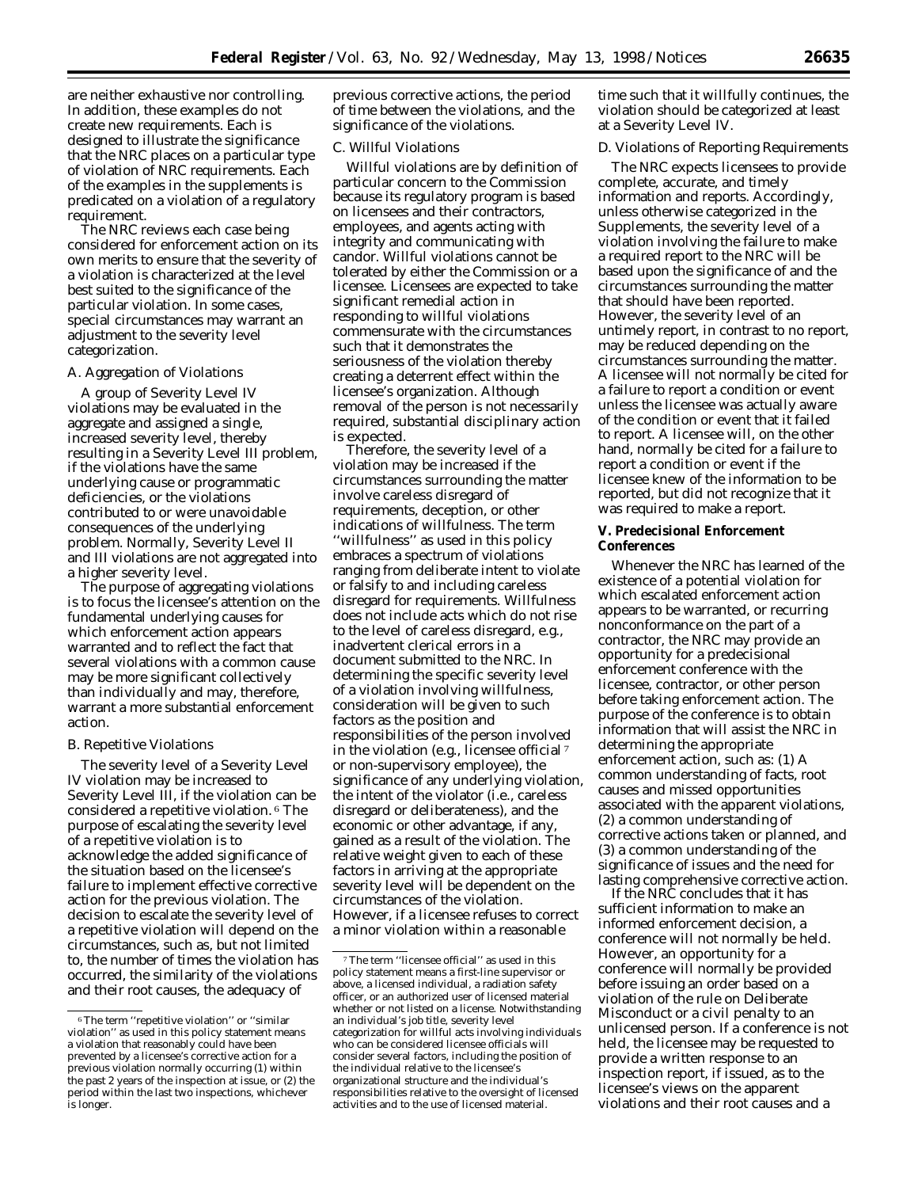are neither exhaustive nor controlling. In addition, these examples do not create new requirements. Each is designed to illustrate the significance that the NRC places on a particular type of violation of NRC requirements. Each of the examples in the supplements is predicated on a violation of a regulatory requirement.

The NRC reviews each case being considered for enforcement action on its own merits to ensure that the severity of a violation is characterized at the level best suited to the significance of the particular violation. In some cases, special circumstances may warrant an adjustment to the severity level categorization.

### A. Aggregation of Violations

A group of Severity Level IV violations may be evaluated in the aggregate and assigned a single, increased severity level, thereby resulting in a Severity Level III problem, if the violations have the same underlying cause or programmatic deficiencies, or the violations contributed to or were unavoidable consequences of the underlying problem. Normally, Severity Level II and III violations are not aggregated into a higher severity level.

The purpose of aggregating violations is to focus the licensee's attention on the fundamental underlying causes for which enforcement action appears warranted and to reflect the fact that several violations with a common cause may be more significant collectively than individually and may, therefore, warrant a more substantial enforcement action.

### B. Repetitive Violations

The severity level of a Severity Level IV violation may be increased to Severity Level III, if the violation can be considered a repetitive violation. [6] The purpose of escalating the severity level of a repetitive violation is to acknowledge the added significance of the situation based on the licensee's failure to implement effective corrective action for the previous violation. The decision to escalate the severity level of a repetitive violation will depend on the circumstances, such as, but not limited to, the number of times the violation has occurred, the similarity of the violations and their root causes, the adequacy of previous corrective actions, the period of time between the violations, and the significance of the violations.

### C. Willful Violations

Willful violations are by definition of particular concern to the Commission because its regulatory program is based on licensees and their contractors, employees, and agents acting with integrity and communicating with candor. Willful violations cannot be tolerated by either the Commission or a licensee. Licensees are expected to take significant remedial action in responding to willful violations commensurate with the circumstances such that it demonstrates the seriousness of the violation thereby creating a deterrent effect within the licensee's organization. Although removal of the person is not necessarily required, substantial disciplinary action is expected.

Therefore, the severity level of a violation may be increased if the circumstances surrounding the matter involve careless disregard of requirements, deception, or other indications of willfulness. The term ''willfulness'' as used in this policy embraces a spectrum of violations ranging from deliberate intent to violate or falsify to and including careless disregard for requirements. Willfulness does not include acts which do not rise to the level of careless disregard, e.g., inadvertent clerical errors in a document submitted to the NRC. In determining the specific severity level of a violation involving willfulness, consideration will be given to such factors as the position and responsibilities of the person involved in the violation (e.g., licensee official [7] or non-supervisory employee), the significance of any underlying violation, the intent of the violator (i.e., careless disregard or deliberateness), and the economic or other advantage, if any, gained as a result of the violation. The relative weight given to each of these factors in arriving at the appropriate severity level will be dependent on the circumstances of the violation. However, if a licensee refuses to correct a minor violation within a reasonable time such that it willfully continues, the violation should be categorized at least at a Severity Level IV.

### D. Violations of Reporting Requirements

The NRC expects licensees to provide complete, accurate, and timely information and reports. Accordingly, unless otherwise categorized in the Supplements, the severity level of a violation involving the failure to make a required report to the NRC will be based upon the significance of and the circumstances surrounding the matter that should have been reported. However, the severity level of an untimely report, in contrast to no report, may be reduced depending on the circumstances surrounding the matter. A licensee will not normally be cited for a failure to report a condition or event unless the licensee was actually aware of the condition or event that it failed to report. A licensee will, on the other hand, normally be cited for a failure to report a condition or event if the licensee knew of the information to be reported, but did not recognize that it was required to make a report.

## V. Predecisional Enforcement Conferences

Whenever the NRC has learned of the existence of a potential violation for which escalated enforcement action appears to be warranted, or recurring nonconformance on the part of a contractor, the NRC may provide an opportunity for a predecisional enforcement conference with the licensee, contractor, or other person before taking enforcement action. The purpose of the conference is to obtain information that will assist the NRC in determining the appropriate enforcement action, such as: (1) A common understanding of facts, root causes and missed opportunities associated with the apparent violations, (2) a common understanding of corrective actions taken or planned, and (3) a common understanding of the significance of issues and the need for lasting comprehensive corrective action.

If the NRC concludes that it has sufficient information to make an informed enforcement decision, a conference will not normally be held. However, an opportunity for a conference will normally be provided before issuing an order based on a violation of the rule on Deliberate Misconduct or a civil penalty to an unlicensed person. If a conference is not held, the licensee may be requested to provide a written response to an inspection report, if issued, as to the licensee's views on the apparent violations and their root causes and a

---

[6] The term ''repetitive violation'' or ''similar violation'' as used in this policy statement means a violation that reasonably could have been prevented by a licensee's corrective action for a previous violation normally occurring (1) within the past 2 years of the inspection at issue, or (2) the period within the last two inspections, whichever is longer.

[7] The term ''licensee official'' as used in this policy statement means a first-line supervisor or above, a licensed individual, a radiation safety officer, or an authorized user of licensed material whether or not listed on a license. Notwithstanding an individual's job title, severity level categorization for willful acts involving individuals who can be considered licensee officials will consider several factors, including the position of the individual relative to the licensee's organizational structure and the individual's responsibilities relative to the oversight of licensed activities and to the use of licensed material.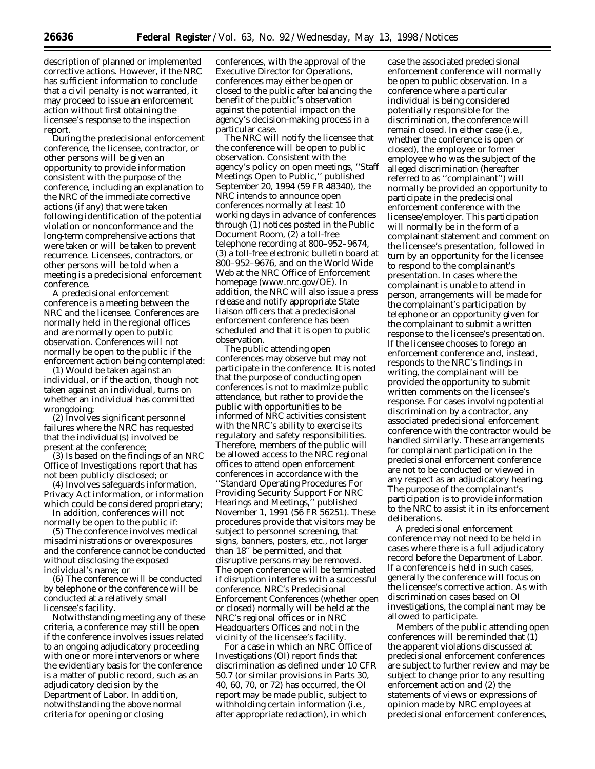description of planned or implemented corrective actions. However, if the NRC has sufficient information to conclude that a civil penalty is not warranted, it may proceed to issue an enforcement action without first obtaining the licensee's response to the inspection report.

During the predecisional enforcement conference, the licensee, contractor, or other persons will be given an opportunity to provide information consistent with the purpose of the conference, including an explanation to the NRC of the immediate corrective actions (if any) that were taken following identification of the potential violation or nonconformance and the long-term comprehensive actions that were taken or will be taken to prevent recurrence. Licensees, contractors, or other persons will be told when a meeting is a predecisional enforcement conference.

A predecisional enforcement conference is a meeting between the NRC and the licensee. Conferences are normally held in the regional offices and are normally open to public observation. Conferences will not normally be open to the public if the enforcement action being contemplated:

(1) Would be taken against an individual, or if the action, though not taken against an individual, turns on whether an individual has committed wrongdoing;

(2) Involves significant personnel failures where the NRC has requested that the individual(s) involved be present at the conference;

(3) Is based on the findings of an NRC Office of Investigations report that has not been publicly disclosed; or

(4) Involves safeguards information, Privacy Act information, or information which could be considered proprietary;

In addition, conferences will not normally be open to the public if:

(5) The conference involves medical misadministrations or overexposures and the conference cannot be conducted without disclosing the exposed individual's name; or

(6) The conference will be conducted by telephone or the conference will be conducted at a relatively small licensee's facility.

Notwithstanding meeting any of these criteria, a conference may still be open if the conference involves issues related to an ongoing adjudicatory proceeding with one or more intervenors or where the evidentiary basis for the conference is a matter of public record, such as an adjudicatory decision by the Department of Labor. In addition, notwithstanding the above normal criteria for opening or closing conferences, with the approval of the Executive Director for Operations, conferences may either be open or closed to the public after balancing the benefit of the public's observation against the potential impact on the agency's decision-making process in a particular case.

The NRC will notify the licensee that the conference will be open to public observation. Consistent with the agency's policy on open meetings, ''Staff Meetings Open to Public,'' published September 20, 1994 (59 FR 48340), the NRC intends to announce open conferences normally at least 10 working days in advance of conferences through (1) notices posted in the Public Document Room, (2) a toll-free telephone recording at 800–952–9674, (3) a toll-free electronic bulletin board at 800–952–9676, and on the World Wide Web at the NRC Office of Enforcement homepage (www.nrc.gov/OE). In addition, the NRC will also issue a press release and notify appropriate State liaison officers that a predecisional enforcement conference has been scheduled and that it is open to public observation.

The public attending open conferences may observe but may not participate in the conference. It is noted that the purpose of conducting open conferences is not to maximize public attendance, but rather to provide the public with opportunities to be informed of NRC activities consistent with the NRC's ability to exercise its regulatory and safety responsibilities. Therefore, members of the public will be allowed access to the NRC regional offices to attend open enforcement conferences in accordance with the ''Standard Operating Procedures For Providing Security Support For NRC Hearings and Meetings,'' published November 1, 1991 (56 FR 56251). These procedures provide that visitors may be subject to personnel screening, that signs, banners, posters, etc., not larger than 18″ be permitted, and that disruptive persons may be removed. The open conference will be terminated if disruption interferes with a successful conference. NRC's Predecisional Enforcement Conferences (whether open or closed) normally will be held at the NRC's regional offices or in NRC Headquarters Offices and not in the vicinity of the licensee's facility.

For a case in which an NRC Office of Investigations (OI) report finds that discrimination as defined under 10 CFR 50.7 (or similar provisions in Parts 30, 40, 60, 70, or 72) has occurred, the OI report may be made public, subject to withholding certain information (i.e., after appropriate redaction), in which case the associated predecisional enforcement conference will normally be open to public observation. In a conference where a particular individual is being considered potentially responsible for the discrimination, the conference will remain closed. In either case (i.e., whether the conference is open or closed), the employee or former employee who was the subject of the alleged discrimination (hereafter referred to as ''complainant'') will normally be provided an opportunity to participate in the predecisional enforcement conference with the licensee/employer. This participation will normally be in the form of a complainant statement and comment on the licensee's presentation, followed in turn by an opportunity for the licensee to respond to the complainant's presentation. In cases where the complainant is unable to attend in person, arrangements will be made for the complainant's participation by telephone or an opportunity given for the complainant to submit a written response to the licensee's presentation. If the licensee chooses to forego an enforcement conference and, instead, responds to the NRC's findings in writing, the complainant will be provided the opportunity to submit written comments on the licensee's response. For cases involving potential discrimination by a contractor, any associated predecisional enforcement conference with the contractor would be handled similarly. These arrangements for complainant participation in the predecisional enforcement conference are not to be conducted or viewed in any respect as an adjudicatory hearing. The purpose of the complainant's participation is to provide information to the NRC to assist it in its enforcement deliberations.

A predecisional enforcement conference may not need to be held in cases where there is a full adjudicatory record before the Department of Labor. If a conference is held in such cases, generally the conference will focus on the licensee's corrective action. As with discrimination cases based on OI investigations, the complainant may be allowed to participate.

Members of the public attending open conferences will be reminded that (1) the apparent violations discussed at predecisional enforcement conferences are subject to further review and may be subject to change prior to any resulting enforcement action and (2) the statements of views or expressions of opinion made by NRC employees at predecisional enforcement conferences,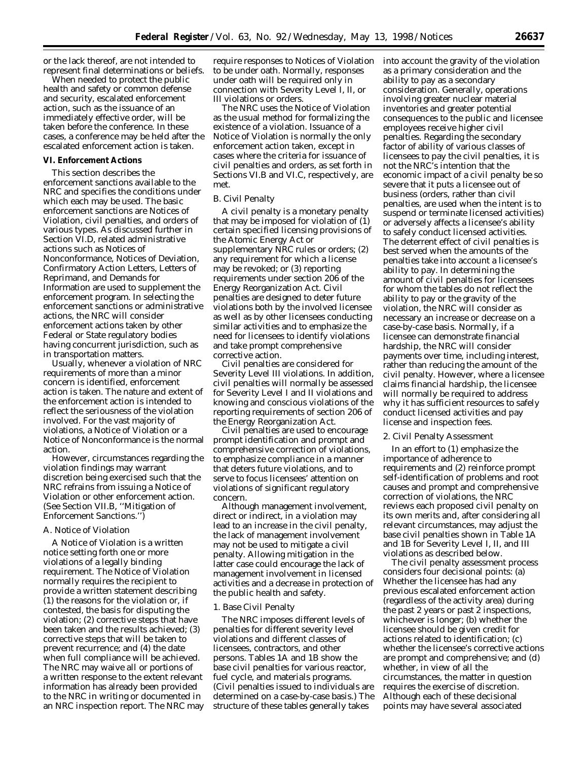or the lack thereof, are not intended to represent final determinations or beliefs.

When needed to protect the public health and safety or common defense and security, escalated enforcement action, such as the issuance of an immediately effective order, will be taken before the conference. In these cases, a conference may be held after the escalated enforcement action is taken.

## VI. Enforcement Actions

This section describes the enforcement sanctions available to the NRC and specifies the conditions under which each may be used. The basic enforcement sanctions are Notices of Violation, civil penalties, and orders of various types. As discussed further in Section VI.D, related administrative actions such as Notices of Nonconformance, Notices of Deviation, Confirmatory Action Letters, Letters of Reprimand, and Demands for Information are used to supplement the enforcement program. In selecting the enforcement sanctions or administrative actions, the NRC will consider enforcement actions taken by other Federal or State regulatory bodies having concurrent jurisdiction, such as in transportation matters.

Usually, whenever a violation of NRC requirements of more than a minor concern is identified, enforcement action is taken. The nature and extent of the enforcement action is intended to reflect the seriousness of the violation involved. For the vast majority of violations, a Notice of Violation or a Notice of Nonconformance is the normal action.

However, circumstances regarding the violation findings may warrant discretion being exercised such that the NRC refrains from issuing a Notice of Violation or other enforcement action. (See Section VII.B, ''Mitigation of Enforcement Sanctions.'')

### A. Notice of Violation

A Notice of Violation is a written notice setting forth one or more violations of a legally binding requirement. The Notice of Violation normally requires the recipient to provide a written statement describing (1) the reasons for the violation or, if contested, the basis for disputing the violation; (2) corrective steps that have been taken and the results achieved; (3) corrective steps that will be taken to prevent recurrence; and (4) the date when full compliance will be achieved. The NRC may waive all or portions of a written response to the extent relevant information has already been provided to the NRC in writing or documented in an NRC inspection report. The NRC may require responses to Notices of Violation to be under oath. Normally, responses under oath will be required only in connection with Severity Level I, II, or III violations or orders.

The NRC uses the Notice of Violation as the usual method for formalizing the existence of a violation. Issuance of a Notice of Violation is normally the only enforcement action taken, except in cases where the criteria for issuance of civil penalties and orders, as set forth in Sections VI.B and VI.C, respectively, are met.

### B. Civil Penalty

A civil penalty is a monetary penalty that may be imposed for violation of (1) certain specified licensing provisions of the Atomic Energy Act or supplementary NRC rules or orders; (2) any requirement for which a license may be revoked; or (3) reporting requirements under section 206 of the Energy Reorganization Act. Civil penalties are designed to deter future violations both by the involved licensee as well as by other licensees conducting similar activities and to emphasize the need for licensees to identify violations and take prompt comprehensive corrective action.

Civil penalties are considered for Severity Level III violations. In addition, civil penalties will normally be assessed for Severity Level I and II violations and knowing and conscious violations of the reporting requirements of section 206 of the Energy Reorganization Act.

Civil penalties are used to encourage prompt identification and prompt and comprehensive correction of violations, to emphasize compliance in a manner that deters future violations, and to serve to focus licensees' attention on violations of significant regulatory concern.

Although management involvement, direct or indirect, in a violation may lead to an increase in the civil penalty, the lack of management involvement may not be used to mitigate a civil penalty. Allowing mitigation in the latter case could encourage the lack of management involvement in licensed activities and a decrease in protection of the public health and safety.

#### 1. Base Civil Penalty

The NRC imposes different levels of penalties for different severity level violations and different classes of licensees, contractors, and other persons. Tables 1A and 1B show the base civil penalties for various reactor, fuel cycle, and materials programs. (Civil penalties issued to individuals are determined on a case-by-case basis.) The structure of these tables generally takes into account the gravity of the violation as a primary consideration and the ability to pay as a secondary consideration. Generally, operations involving greater nuclear material inventories and greater potential consequences to the public and licensee employees receive higher civil penalties. Regarding the secondary factor of ability of various classes of licensees to pay the civil penalties, it is not the NRC's intention that the economic impact of a civil penalty be so severe that it puts a licensee out of business (orders, rather than civil penalties, are used when the intent is to suspend or terminate licensed activities) or adversely affects a licensee's ability to safely conduct licensed activities. The deterrent effect of civil penalties is best served when the amounts of the penalties take into account a licensee's ability to pay. In determining the amount of civil penalties for licensees for whom the tables do not reflect the ability to pay or the gravity of the violation, the NRC will consider as necessary an increase or decrease on a case-by-case basis. Normally, if a licensee can demonstrate financial hardship, the NRC will consider payments over time, including interest, rather than reducing the amount of the civil penalty. However, where a licensee claims financial hardship, the licensee will normally be required to address why it has sufficient resources to safely conduct licensed activities and pay license and inspection fees.

#### 2. Civil Penalty Assessment

In an effort to (1) emphasize the importance of adherence to requirements and (2) reinforce prompt self-identification of problems and root causes and prompt and comprehensive correction of violations, the NRC reviews each proposed civil penalty on its own merits and, after considering all relevant circumstances, may adjust the base civil penalties shown in Table 1A and 1B for Severity Level I, II, and III violations as described below.

The civil penalty assessment process considers four decisional points: (a) Whether the licensee has had any previous escalated enforcement action (regardless of the activity area) during the past 2 years or past 2 inspections, whichever is longer; (b) whether the licensee should be given credit for actions related to identification; (c) whether the licensee's corrective actions are prompt and comprehensive; and (d) whether, in view of all the circumstances, the matter in question requires the exercise of discretion. Although each of these decisional points may have several associated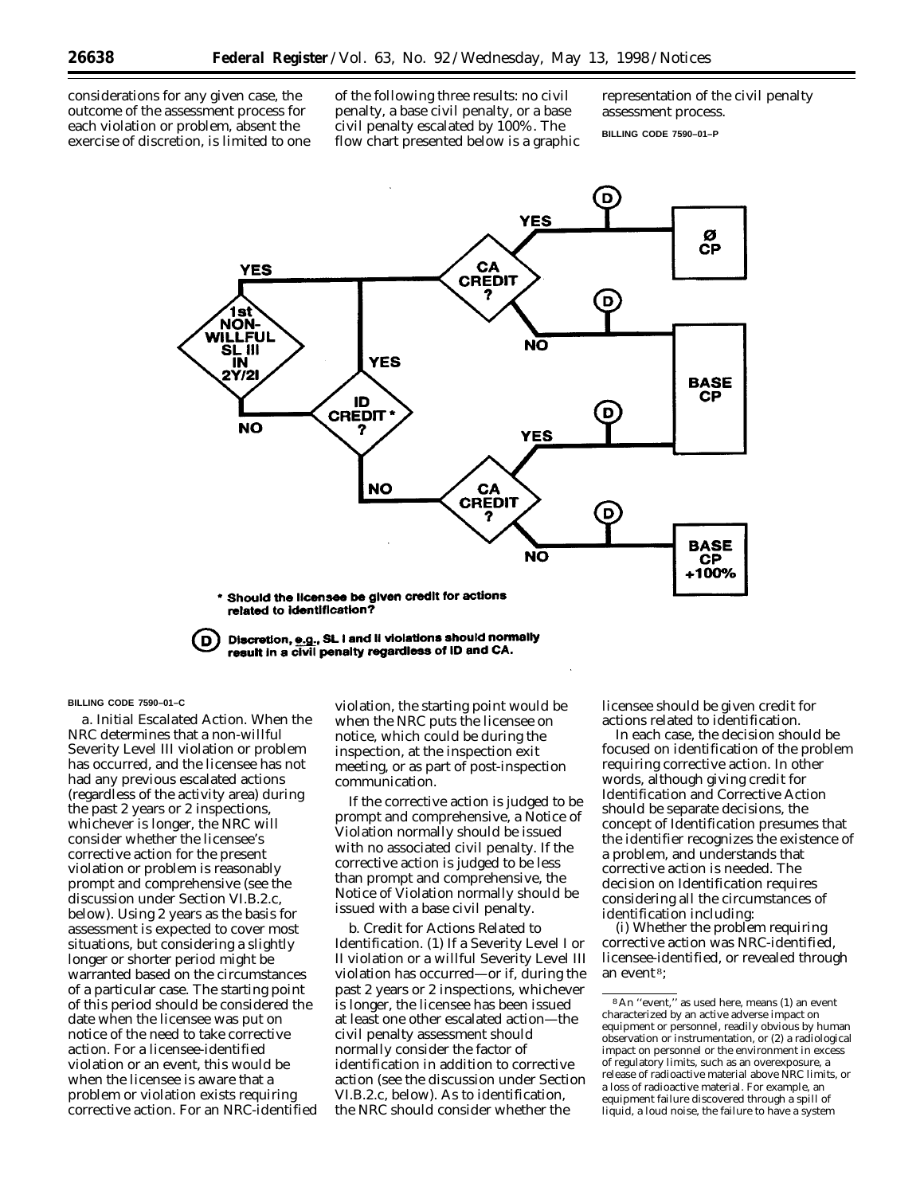considerations for any given case, the outcome of the assessment process for each violation or problem, absent the exercise of discretion, is limited to one of the following three results: no civil penalty, a base civil penalty, or a base civil penalty escalated by 100%. The flow chart presented below is a graphic representation of the civil penalty assessment process.

BILLING CODE 7590–01–P

YES — 1st NON-WILLFUL SL III IN 2Y/2I — NO

YES — CA CREDIT ? — YES → Ø CP; NO → BASE CP

YES — ID CREDIT * ? — NO

CA CREDIT ? — YES → BASE CP; NO → BASE CP +100%

\* Should the licensee be given credit for actions related to identification?

(D) Discretion, e.g., SL I and II violations should normally result in a civil penalty regardless of ID and CA.

BILLING CODE 7590–01–C

a. *Initial Escalated Action.* When the NRC determines that a non-willful Severity Level III violation or problem has occurred, and the licensee has not had any previous escalated actions (regardless of the activity area) during the past 2 years or 2 inspections, whichever is longer, the NRC will consider whether the licensee's corrective action for the present violation or problem is reasonably prompt and comprehensive (see the discussion under Section VI.B.2.c, below). Using 2 years as the basis for assessment is expected to cover most situations, but considering a slightly longer or shorter period might be warranted based on the circumstances of a particular case. The starting point of this period should be considered the date when the licensee was put on notice of the need to take corrective action. For a licensee-identified violation or an event, this would be when the licensee is aware that a problem or violation exists requiring corrective action. For an NRC-identified violation, the starting point would be when the NRC puts the licensee on notice, which could be during the inspection, at the inspection exit meeting, or as part of post-inspection communication.

If the corrective action is judged to be prompt and comprehensive, a Notice of Violation normally should be issued with no associated civil penalty. If the corrective action is judged to be less than prompt and comprehensive, the Notice of Violation normally should be issued with a base civil penalty.

b. *Credit for Actions Related to Identification.* (1) If a Severity Level I or II violation or a willful Severity Level III violation has occurred—or if, during the past 2 years or 2 inspections, whichever is longer, the licensee has been issued at least one other escalated action—the civil penalty assessment should normally consider the factor of identification in addition to corrective action (see the discussion under Section VI.B.2.c, below). As to identification, the NRC should consider whether the licensee should be given credit for actions related to identification.

In each case, the decision should be focused on identification of the problem requiring corrective action. In other words, although giving credit for Identification and Corrective Action should be separate decisions, the concept of Identification presumes that the identifier recognizes the existence of a problem, and understands that corrective action is needed. The decision on Identification requires considering all the circumstances of identification including:

(i) Whether the problem requiring corrective action was NRC-identified, licensee-identified, or revealed through an event[8];

[8] An "event," as used here, means (1) an event characterized by an active adverse impact on equipment or personnel, readily obvious by human observation or instrumentation, or (2) a radiological impact on personnel or the environment in excess of regulatory limits, such as an overexposure, a release of radioactive material above NRC limits, or a loss of radioactive material. For example, an equipment failure discovered through a spill of liquid, a loud noise, the failure to have a system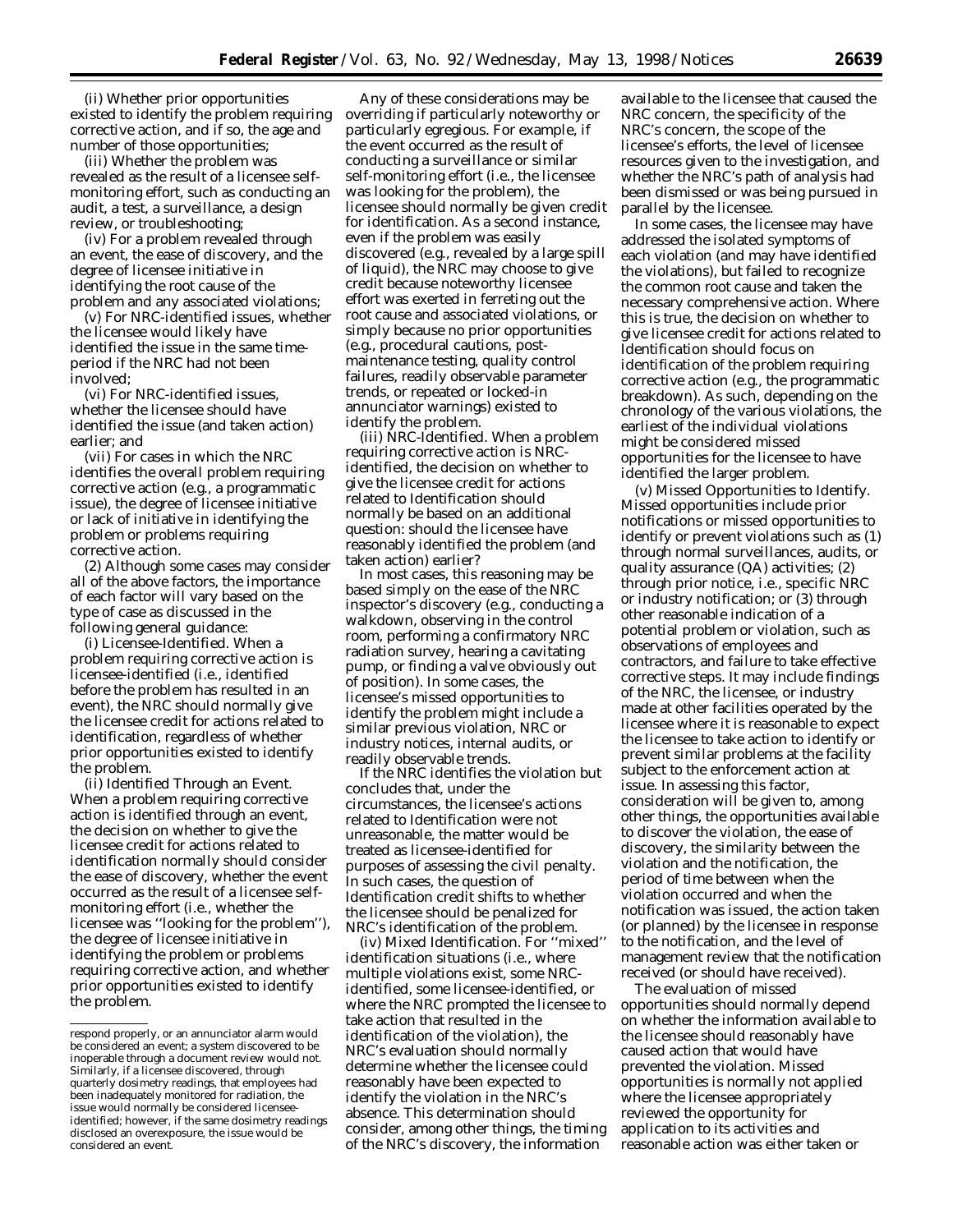(ii) Whether prior opportunities existed to identify the problem requiring corrective action, and if so, the age and number of those opportunities;

(iii) Whether the problem was revealed as the result of a licensee self-monitoring effort, such as conducting an audit, a test, a surveillance, a design review, or troubleshooting;

(iv) For a problem revealed through an event, the ease of discovery, and the degree of licensee initiative in identifying the root cause of the problem and any associated violations;

(v) For NRC-identified issues, whether the licensee would likely have identified the issue in the same time-period if the NRC had not been involved;

(vi) For NRC-identified issues, whether the licensee should have identified the issue (and taken action) earlier; and

(vii) For cases in which the NRC identifies the overall problem requiring corrective action (e.g., a programmatic issue), the degree of licensee initiative or lack of initiative in identifying the problem or problems requiring corrective action.

(2) Although some cases may consider all of the above factors, the importance of each factor will vary based on the type of case as discussed in the following general guidance:

(i) *Licensee-Identified.* When a problem requiring corrective action is licensee-identified (i.e., identified before the problem has resulted in an event), the NRC should normally give the licensee credit for actions related to identification, regardless of whether prior opportunities existed to identify the problem.

(ii) *Identified Through an Event.* When a problem requiring corrective action is identified through an event, the decision on whether to give the licensee credit for actions related to identification normally should consider the ease of discovery, whether the event occurred as the result of a licensee self-monitoring effort (i.e., whether the licensee was "looking for the problem"), the degree of licensee initiative in identifying the problem or problems requiring corrective action, and whether prior opportunities existed to identify the problem.

Any of these considerations may be overriding if particularly noteworthy or particularly egregious. For example, if the event occurred as the result of conducting a surveillance or similar self-monitoring effort (i.e., the licensee was looking for the problem), the licensee should normally be given credit for identification. As a second instance, even if the problem was easily discovered (e.g., revealed by a large spill of liquid), the NRC may choose to give credit because noteworthy licensee effort was exerted in ferreting out the root cause and associated violations, or simply because no prior opportunities (e.g., procedural cautions, post-maintenance testing, quality control failures, readily observable parameter trends, or repeated or locked-in annunciator warnings) existed to identify the problem.

(iii) *NRC-Identified.* When a problem requiring corrective action is NRC-identified, the decision on whether to give the licensee credit for actions related to Identification should normally be based on an additional question: should the licensee have reasonably identified the problem (and taken action) earlier?

In most cases, this reasoning may be based simply on the ease of the NRC inspector's discovery (e.g., conducting a walkdown, observing in the control room, performing a confirmatory NRC radiation survey, hearing a cavitating pump, or finding a valve obviously out of position). In some cases, the licensee's missed opportunities to identify the problem might include a similar previous violation, NRC or industry notices, internal audits, or readily observable trends.

If the NRC identifies the violation but concludes that, under the circumstances, the licensee's actions related to Identification were not unreasonable, the matter would be treated as licensee-identified for purposes of assessing the civil penalty. In such cases, the question of Identification credit shifts to whether the licensee should be penalized for NRC's identification of the problem.

(iv) *Mixed Identification.* For "mixed" identification situations (i.e., where multiple violations exist, some NRC-identified, some licensee-identified, or where the NRC prompted the licensee to take action that resulted in the identification of the violation), the NRC's evaluation should normally determine whether the licensee could reasonably have been expected to identify the violation in the NRC's absence. This determination should consider, among other things, the timing of the NRC's discovery, the information available to the licensee that caused the NRC concern, the specificity of the NRC's concern, the scope of the licensee's efforts, the level of licensee resources given to the investigation, and whether the NRC's path of analysis had been dismissed or was being pursued in parallel by the licensee.

In some cases, the licensee may have addressed the isolated symptoms of each violation (and may have identified the violations), but failed to recognize the common root cause and taken the necessary comprehensive action. Where this is true, the decision on whether to give licensee credit for actions related to Identification should focus on identification of the problem requiring corrective action (e.g., the programmatic breakdown). As such, depending on the chronology of the various violations, the earliest of the individual violations might be considered missed opportunities for the licensee to have identified the larger problem.

(v) *Missed Opportunities to Identify.* Missed opportunities include prior notifications or missed opportunities to identify or prevent violations such as (1) through normal surveillances, audits, or quality assurance (QA) activities; (2) through prior notice, i.e., specific NRC or industry notification; or (3) through other reasonable indication of a potential problem or violation, such as observations of employees and contractors, and failure to take effective corrective steps. It may include findings of the NRC, the licensee, or industry made at other facilities operated by the licensee where it is reasonable to expect the licensee to take action to identify or prevent similar problems at the facility subject to the enforcement action at issue. In assessing this factor, consideration will be given to, among other things, the opportunities available to discover the violation, the ease of discovery, the similarity between the violation and the notification, the period of time between when the violation occurred and when the notification was issued, the action taken (or planned) by the licensee in response to the notification, and the level of management review that the notification received (or should have received).

The evaluation of missed opportunities should normally depend on whether the information available to the licensee should reasonably have caused action that would have prevented the violation. Missed opportunities is normally not applied where the licensee appropriately reviewed the opportunity for application to its activities and reasonable action was either taken or

---

respond properly, or an annunciator alarm would be considered an event; a system discovered to be inoperable through a document review would not. Similarly, if a licensee discovered, through quarterly dosimetry readings, that employees had been inadequately monitored for radiation, the issue would normally be considered licensee-identified; however, if the same dosimetry readings disclosed an overexposure, the issue would be considered an event.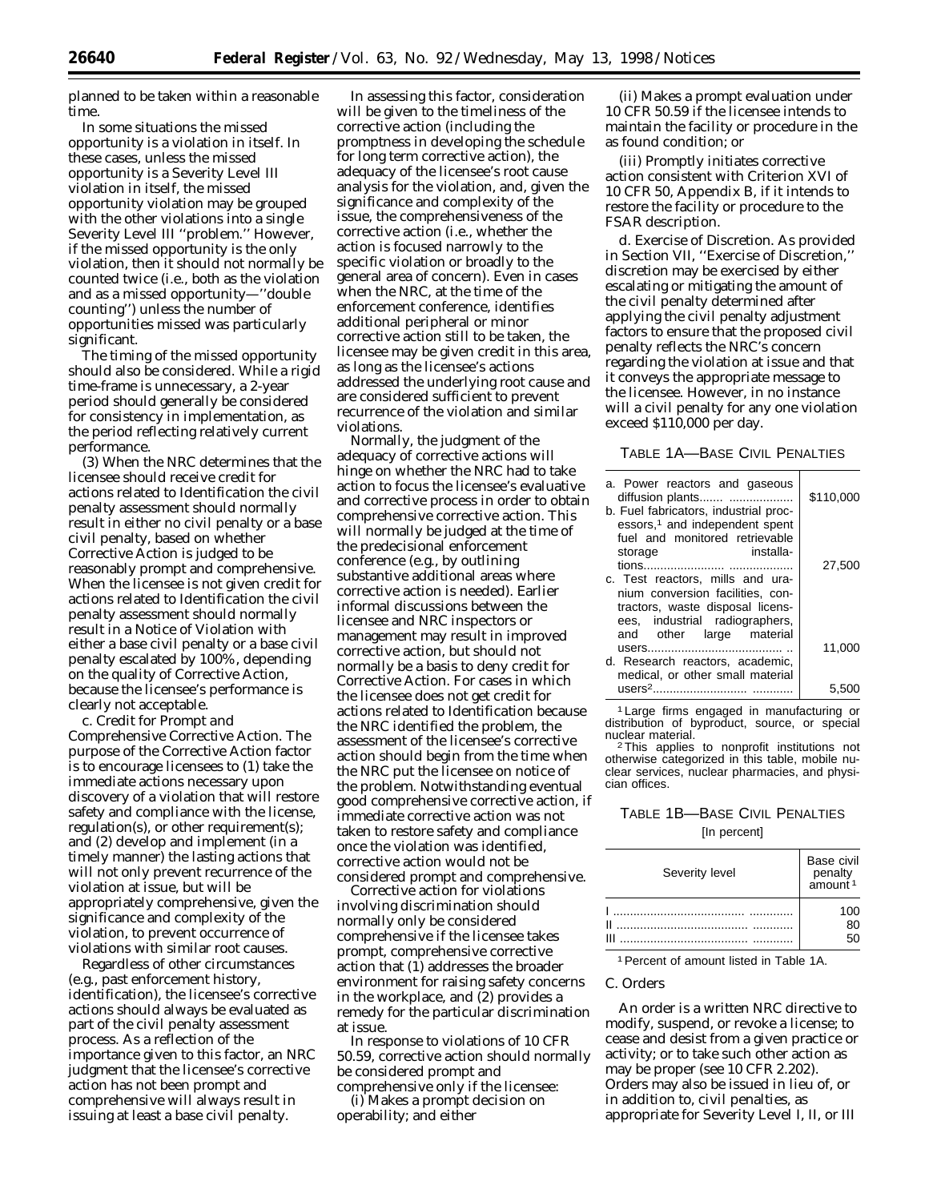planned to be taken within a reasonable time.

In some situations the missed opportunity is a violation in itself. In these cases, unless the missed opportunity is a Severity Level III violation in itself, the missed opportunity violation may be grouped with the other violations into a single Severity Level III ''problem.'' However, if the missed opportunity is the only violation, then it should not normally be counted twice (i.e., both as the violation and as a missed opportunity—''double counting'') unless the number of opportunities missed was particularly significant.

The timing of the missed opportunity should also be considered. While a rigid time-frame is unnecessary, a 2-year period should generally be considered for consistency in implementation, as the period reflecting relatively current performance.

(3) When the NRC determines that the licensee should receive credit for actions related to Identification the civil penalty assessment should normally result in either no civil penalty or a base civil penalty, based on whether Corrective Action is judged to be reasonably prompt and comprehensive. When the licensee is not given credit for actions related to Identification the civil penalty assessment should normally result in a Notice of Violation with either a base civil penalty or a base civil penalty escalated by 100%, depending on the quality of Corrective Action, because the licensee's performance is clearly not acceptable.

c. *Credit for Prompt and Comprehensive Corrective Action.* The purpose of the Corrective Action factor is to encourage licensees to (1) take the immediate actions necessary upon discovery of a violation that will restore safety and compliance with the license, regulation(s), or other requirement(s); and (2) develop and implement (in a timely manner) the lasting actions that will not only prevent recurrence of the violation at issue, but will be appropriately comprehensive, given the significance and complexity of the violation, to prevent occurrence of violations with similar root causes.

Regardless of other circumstances (e.g., past enforcement history, identification), the licensee's corrective actions should always be evaluated as part of the civil penalty assessment process. As a reflection of the importance given to this factor, an NRC judgment that the licensee's corrective action has not been prompt and comprehensive will always result in issuing at least a base civil penalty.

In assessing this factor, consideration will be given to the timeliness of the corrective action (including the promptness in developing the schedule for long term corrective action), the adequacy of the licensee's root cause analysis for the violation, and, given the significance and complexity of the issue, the comprehensiveness of the corrective action (i.e., whether the action is focused narrowly to the specific violation or broadly to the general area of concern). Even in cases when the NRC, at the time of the enforcement conference, identifies additional peripheral or minor corrective action still to be taken, the licensee may be given credit in this area, as long as the licensee's actions addressed the underlying root cause and are considered sufficient to prevent recurrence of the violation and similar violations.

Normally, the judgment of the adequacy of corrective actions will hinge on whether the NRC had to take action to focus the licensee's evaluative and corrective process in order to obtain comprehensive corrective action. This will normally be judged at the time of the predecisional enforcement conference (e.g., by outlining substantive additional areas where corrective action is needed). Earlier informal discussions between the licensee and NRC inspectors or management may result in improved corrective action, but should not normally be a basis to deny credit for Corrective Action. For cases in which the licensee does not get credit for actions related to Identification because the NRC identified the problem, the assessment of the licensee's corrective action should begin from the time when the NRC put the licensee on notice of the problem. Notwithstanding eventual good comprehensive corrective action, if immediate corrective action was not taken to restore safety and compliance once the violation was identified, corrective action would not be considered prompt and comprehensive.

Corrective action for violations involving discrimination should normally only be considered comprehensive if the licensee takes prompt, comprehensive corrective action that (1) addresses the broader environment for raising safety concerns in the workplace, and (2) provides a remedy for the particular discrimination at issue.

In response to violations of 10 CFR 50.59, corrective action should normally be considered prompt and comprehensive only if the licensee:

(i) Makes a prompt decision on operability; and either

(ii) Makes a prompt evaluation under 10 CFR 50.59 if the licensee intends to maintain the facility or procedure in the as found condition; or

(iii) Promptly initiates corrective action consistent with Criterion XVI of 10 CFR 50, Appendix B, if it intends to restore the facility or procedure to the FSAR description.

d. *Exercise of Discretion.* As provided in Section VII, ''Exercise of Discretion,'' discretion may be exercised by either escalating or mitigating the amount of the civil penalty determined after applying the civil penalty adjustment factors to ensure that the proposed civil penalty reflects the NRC's concern regarding the violation at issue and that it conveys the appropriate message to the licensee. However, in no instance will a civil penalty for any one violation exceed $110,000 per day.

TABLE 1A—BASE CIVIL PENALTIES

| | |
|---|---|
| a. Power reactors and gaseous diffusion plants | $110,000 |
| b. Fuel fabricators, industrial processors,[1] and independent spent fuel and monitored retrievable storage installations | 27,500 |
| c. Test reactors, mills and uranium conversion facilities, contractors, waste disposal licensees, industrial radiographers, and other large material users | 11,000 |
| d. Research reactors, academic, medical, or other small material users[2] | 5,500 |

[1] Large firms engaged in manufacturing or distribution of byproduct, source, or special nuclear material.

[2] This applies to nonprofit institutions not otherwise categorized in this table, mobile nuclear services, nuclear pharmacies, and physician offices.

TABLE 1B—BASE CIVIL PENALTIES
[In percent]

| Severity level | Base civil penalty amount[1] |
|---|---|
| I | 100 |
| II | 80 |
| III | 50 |

[1] Percent of amount listed in Table 1A.

### C. Orders

An order is a written NRC directive to modify, suspend, or revoke a license; to cease and desist from a given practice or activity; or to take such other action as may be proper (see 10 CFR 2.202). Orders may also be issued in lieu of, or in addition to, civil penalties, as appropriate for Severity Level I, II, or III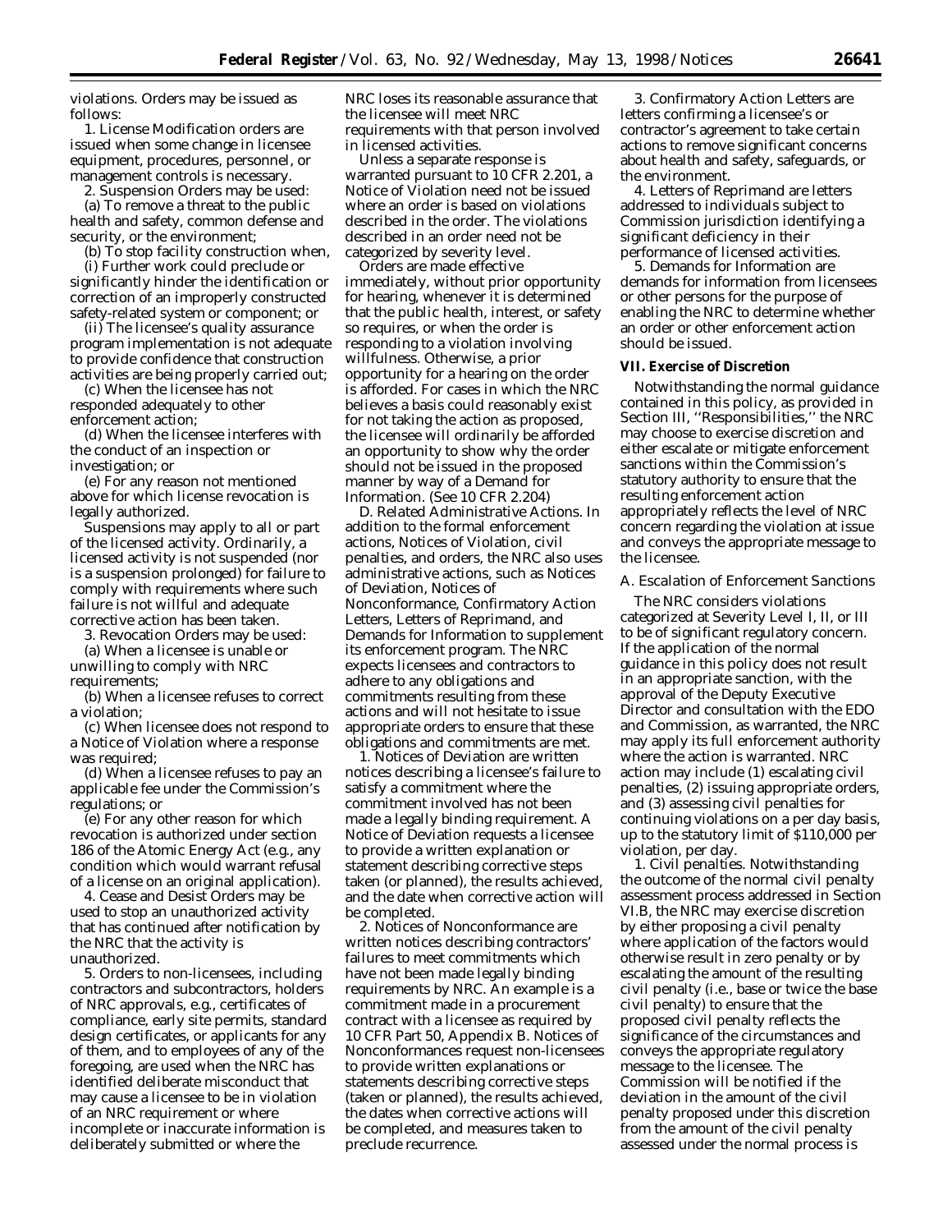violations. Orders may be issued as follows:

1. License Modification orders are issued when some change in licensee equipment, procedures, personnel, or management controls is necessary.

2. Suspension Orders may be used:

(a) To remove a threat to the public health and safety, common defense and security, or the environment;

(b) To stop facility construction when,

(i) Further work could preclude or significantly hinder the identification or correction of an improperly constructed safety-related system or component; or

(ii) The licensee's quality assurance program implementation is not adequate to provide confidence that construction activities are being properly carried out;

(c) When the licensee has not responded adequately to other enforcement action;

(d) When the licensee interferes with the conduct of an inspection or investigation; or

(e) For any reason not mentioned above for which license revocation is legally authorized.

Suspensions may apply to all or part of the licensed activity. Ordinarily, a licensed activity is not suspended (nor is a suspension prolonged) for failure to comply with requirements where such failure is not willful and adequate corrective action has been taken.

3. Revocation Orders may be used:

(a) When a licensee is unable or unwilling to comply with NRC requirements;

(b) When a licensee refuses to correct a violation;

(c) When licensee does not respond to a Notice of Violation where a response was required;

(d) When a licensee refuses to pay an applicable fee under the Commission's regulations; or

(e) For any other reason for which revocation is authorized under section 186 of the Atomic Energy Act (e.g., any condition which would warrant refusal of a license on an original application).

4. Cease and Desist Orders may be used to stop an unauthorized activity that has continued after notification by the NRC that the activity is unauthorized.

5. Orders to non-licensees, including contractors and subcontractors, holders of NRC approvals, e.g., certificates of compliance, early site permits, standard design certificates, or applicants for any of them, and to employees of any of the foregoing, are used when the NRC has identified deliberate misconduct that may cause a licensee to be in violation of an NRC requirement or where incomplete or inaccurate information is deliberately submitted or where the NRC loses its reasonable assurance that the licensee will meet NRC requirements with that person involved in licensed activities.

Unless a separate response is warranted pursuant to 10 CFR 2.201, a Notice of Violation need not be issued where an order is based on violations described in the order. The violations described in an order need not be categorized by severity level.

Orders are made effective immediately, without prior opportunity for hearing, whenever it is determined that the public health, interest, or safety so requires, or when the order is responding to a violation involving willfulness. Otherwise, a prior opportunity for a hearing on the order is afforded. For cases in which the NRC believes a basis could reasonably exist for not taking the action as proposed, the licensee will ordinarily be afforded an opportunity to show why the order should not be issued in the proposed manner by way of a Demand for Information. (See 10 CFR 2.204)

*D. Related Administrative Actions.* In addition to the formal enforcement actions, Notices of Violation, civil penalties, and orders, the NRC also uses administrative actions, such as Notices of Deviation, Notices of Nonconformance, Confirmatory Action Letters, Letters of Reprimand, and Demands for Information to supplement its enforcement program. The NRC expects licensees and contractors to adhere to any obligations and commitments resulting from these actions and will not hesitate to issue appropriate orders to ensure that these obligations and commitments are met.

1. Notices of Deviation are written notices describing a licensee's failure to satisfy a commitment where the commitment involved has not been made a legally binding requirement. A Notice of Deviation requests a licensee to provide a written explanation or statement describing corrective steps taken (or planned), the results achieved, and the date when corrective action will be completed.

2. Notices of Nonconformance are written notices describing contractors' failures to meet commitments which have not been made legally binding requirements by NRC. An example is a commitment made in a procurement contract with a licensee as required by 10 CFR Part 50, Appendix B. Notices of Nonconformances request non-licensees to provide written explanations or statements describing corrective steps (taken or planned), the results achieved, the dates when corrective actions will be completed, and measures taken to preclude recurrence.

3. Confirmatory Action Letters are letters confirming a licensee's or contractor's agreement to take certain actions to remove significant concerns about health and safety, safeguards, or the environment.

4. Letters of Reprimand are letters addressed to individuals subject to Commission jurisdiction identifying a significant deficiency in their performance of licensed activities.

5. Demands for Information are demands for information from licensees or other persons for the purpose of enabling the NRC to determine whether an order or other enforcement action should be issued.

**VII. Exercise of Discretion**

Notwithstanding the normal guidance contained in this policy, as provided in Section III, ''Responsibilities,'' the NRC may choose to exercise discretion and either escalate or mitigate enforcement sanctions within the Commission's statutory authority to ensure that the resulting enforcement action appropriately reflects the level of NRC concern regarding the violation at issue and conveys the appropriate message to the licensee.

*A. Escalation of Enforcement Sanctions*

The NRC considers violations categorized at Severity Level I, II, or III to be of significant regulatory concern. If the application of the normal guidance in this policy does not result in an appropriate sanction, with the approval of the Deputy Executive Director and consultation with the EDO and Commission, as warranted, the NRC may apply its full enforcement authority where the action is warranted. NRC action may include (1) escalating civil penalties, (2) issuing appropriate orders, and (3) assessing civil penalties for continuing violations on a per day basis, up to the statutory limit of $110,000 per violation, per day.

1. *Civil penalties.* Notwithstanding the outcome of the normal civil penalty assessment process addressed in Section VI.B, the NRC may exercise discretion by either proposing a civil penalty where application of the factors would otherwise result in zero penalty or by escalating the amount of the resulting civil penalty (i.e., base or twice the base civil penalty) to ensure that the proposed civil penalty reflects the significance of the circumstances and conveys the appropriate regulatory message to the licensee. The Commission will be notified if the deviation in the amount of the civil penalty proposed under this discretion from the amount of the civil penalty assessed under the normal process is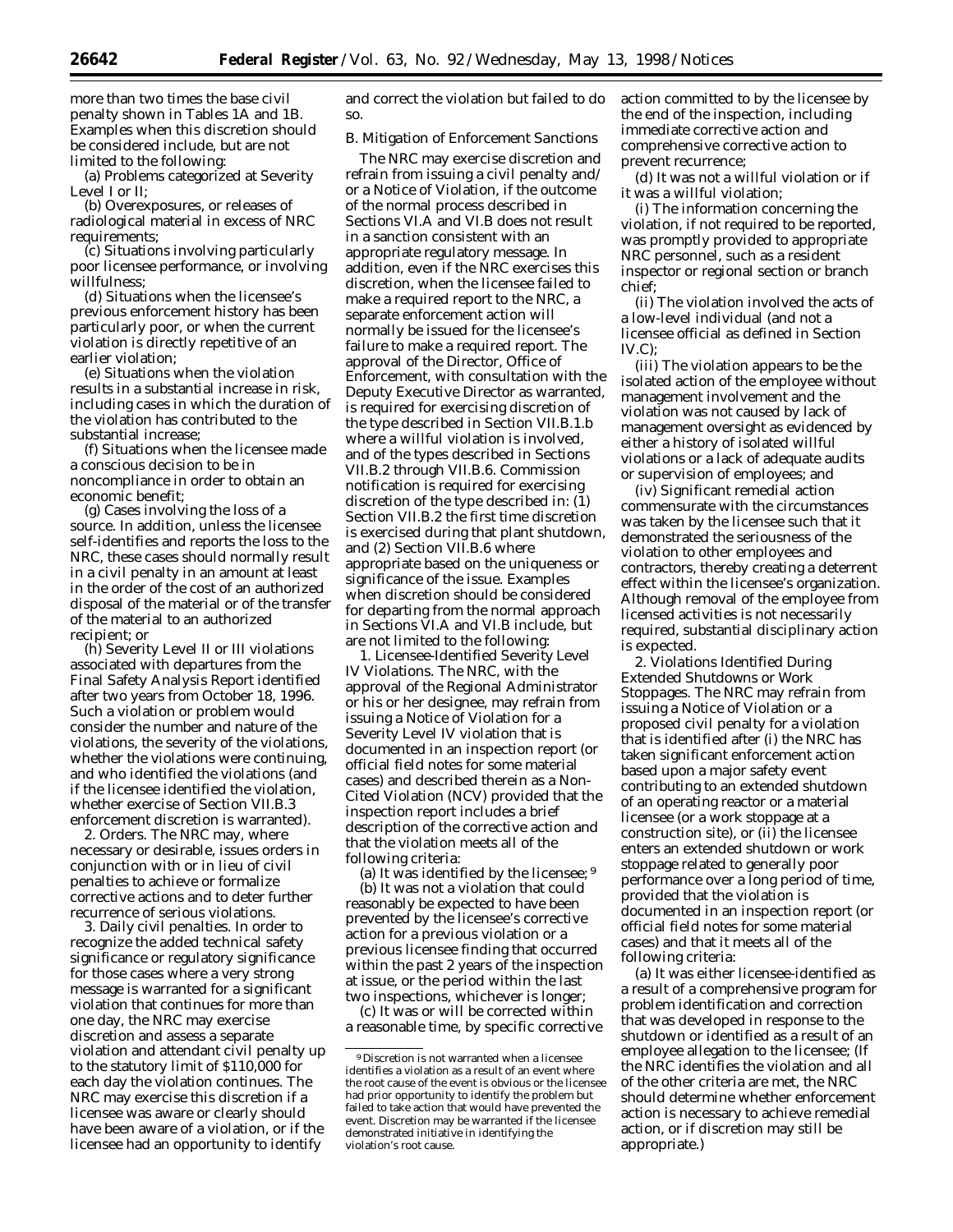more than two times the base civil penalty shown in Tables 1A and 1B. Examples when this discretion should be considered include, but are not limited to the following:

(a) Problems categorized at Severity Level I or II;

(b) Overexposures, or releases of radiological material in excess of NRC requirements;

(c) Situations involving particularly poor licensee performance, or involving willfulness;

(d) Situations when the licensee's previous enforcement history has been particularly poor, or when the current violation is directly repetitive of an earlier violation;

(e) Situations when the violation results in a substantial increase in risk, including cases in which the duration of the violation has contributed to the substantial increase;

(f) Situations when the licensee made a conscious decision to be in noncompliance in order to obtain an economic benefit;

(g) Cases involving the loss of a source. In addition, unless the licensee self-identifies and reports the loss to the NRC, these cases should normally result in a civil penalty in an amount at least in the order of the cost of an authorized disposal of the material or of the transfer of the material to an authorized recipient; or

(h) Severity Level II or III violations associated with departures from the Final Safety Analysis Report identified after two years from October 18, 1996. Such a violation or problem would consider the number and nature of the violations, the severity of the violations, whether the violations were continuing, and who identified the violations (and if the licensee identified the violation, whether exercise of Section VII.B.3 enforcement discretion is warranted).

2. *Orders*. The NRC may, where necessary or desirable, issues orders in conjunction with or in lieu of civil penalties to achieve or formalize corrective actions and to deter further recurrence of serious violations.

3. *Daily civil penalties*. In order to recognize the added technical safety significance or regulatory significance for those cases where a very strong message is warranted for a significant violation that continues for more than one day, the NRC may exercise discretion and assess a separate violation and attendant civil penalty up to the statutory limit of $110,000 for each day the violation continues. The NRC may exercise this discretion if a licensee was aware or clearly should have been aware of a violation, or if the licensee had an opportunity to identify and correct the violation but failed to do so.

*B. Mitigation of Enforcement Sanctions*

The NRC may exercise discretion and refrain from issuing a civil penalty and/or a Notice of Violation, if the outcome of the normal process described in Sections VI.A and VI.B does not result in a sanction consistent with an appropriate regulatory message. In addition, even if the NRC exercises this discretion, when the licensee failed to make a required report to the NRC, a separate enforcement action will normally be issued for the licensee's failure to make a required report. The approval of the Director, Office of Enforcement, with consultation with the Deputy Executive Director as warranted, is required for exercising discretion of the type described in Section VII.B.1.b where a willful violation is involved, and of the types described in Sections VII.B.2 through VII.B.6. Commission notification is required for exercising discretion of the type described in: (1) Section VII.B.2 the first time discretion is exercised during that plant shutdown, and (2) Section VII.B.6 where appropriate based on the uniqueness or significance of the issue. Examples when discretion should be considered for departing from the normal approach in Sections VI.A and VI.B include, but are not limited to the following:

1. *Licensee-Identified Severity Level IV Violations*. The NRC, with the approval of the Regional Administrator or his or her designee, may refrain from issuing a Notice of Violation for a Severity Level IV violation that is documented in an inspection report (or official field notes for some material cases) and described therein as a Non-Cited Violation (NCV) provided that the inspection report includes a brief description of the corrective action and that the violation meets all of the following criteria:

(a) It was identified by the licensee;[9]

(b) It was not a violation that could reasonably be expected to have been prevented by the licensee's corrective action for a previous violation or a previous licensee finding that occurred within the past 2 years of the inspection at issue, or the period within the last two inspections, whichever is longer;

(c) It was or will be corrected within a reasonable time, by specific corrective action committed to by the licensee by the end of the inspection, including immediate corrective action and comprehensive corrective action to prevent recurrence;

(d) It was not a willful violation or if it was a willful violation;

(i) The information concerning the violation, if not required to be reported, was promptly provided to appropriate NRC personnel, such as a resident inspector or regional section or branch chief;

(ii) The violation involved the acts of a low-level individual (and not a licensee official as defined in Section IV.C);

(iii) The violation appears to be the isolated action of the employee without management involvement and the violation was not caused by lack of management oversight as evidenced by either a history of isolated willful violations or a lack of adequate audits or supervision of employees; and

(iv) Significant remedial action commensurate with the circumstances was taken by the licensee such that it demonstrated the seriousness of the violation to other employees and contractors, thereby creating a deterrent effect within the licensee's organization. Although removal of the employee from licensed activities is not necessarily required, substantial disciplinary action is expected.

2. *Violations Identified During Extended Shutdowns or Work Stoppages*. The NRC may refrain from issuing a Notice of Violation or a proposed civil penalty for a violation that is identified after (i) the NRC has taken significant enforcement action based upon a major safety event contributing to an extended shutdown of an operating reactor or a material licensee (or a work stoppage at a construction site), or (ii) the licensee enters an extended shutdown or work stoppage related to generally poor performance over a long period of time, provided that the violation is documented in an inspection report (or official field notes for some material cases) and that it meets all of the following criteria:

(a) It was either licensee-identified as a result of a comprehensive program for problem identification and correction that was developed in response to the shutdown or identified as a result of an employee allegation to the licensee; (If the NRC identifies the violation and all of the other criteria are met, the NRC should determine whether enforcement action is necessary to achieve remedial action, or if discretion may still be appropriate.)

[9] Discretion is not warranted when a licensee identifies a violation as a result of an event where the root cause of the event is obvious or the licensee had prior opportunity to identify the problem but failed to take action that would have prevented the event. Discretion may be warranted if the licensee demonstrated initiative in identifying the violation's root cause.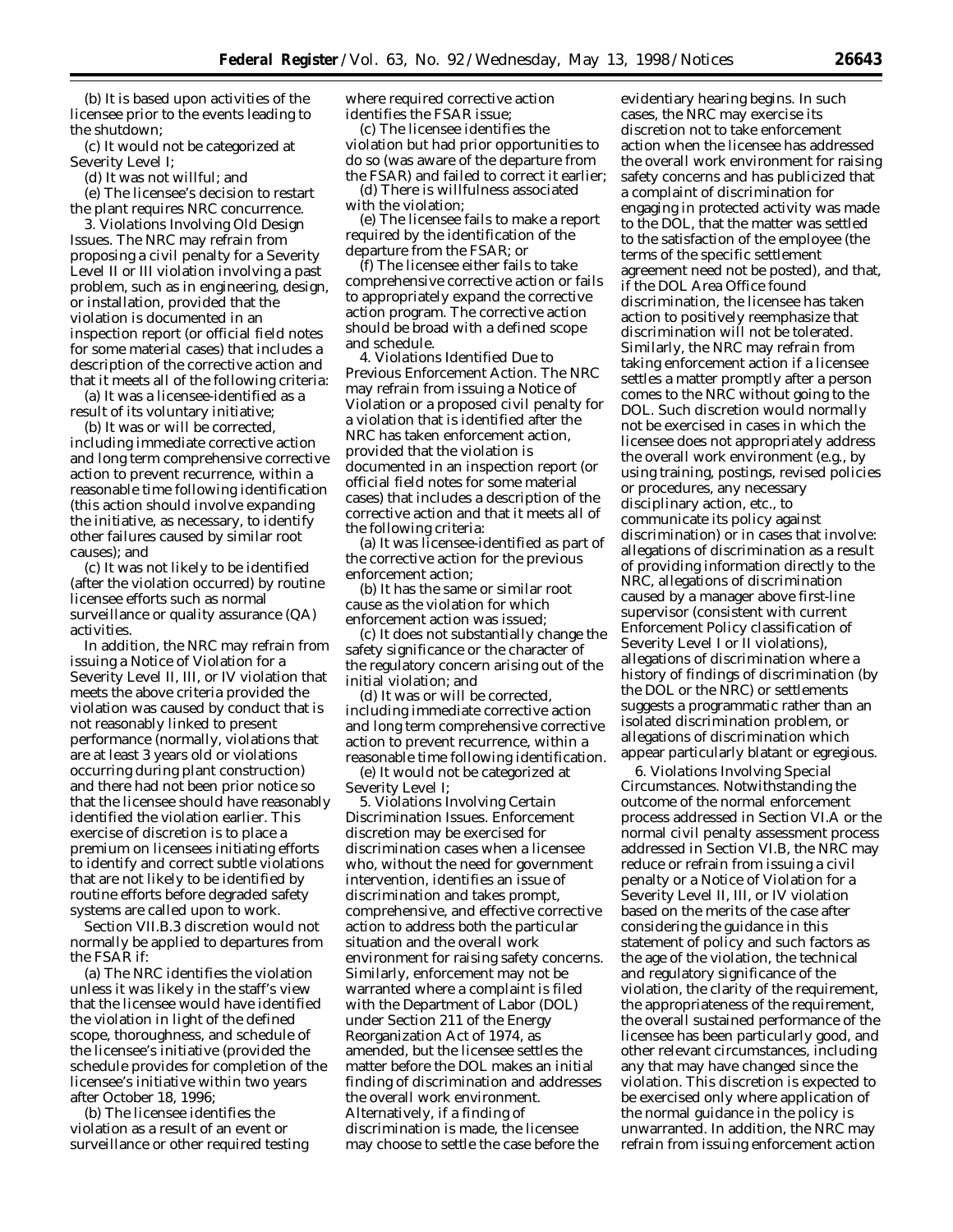(b) It is based upon activities of the licensee prior to the events leading to the shutdown;

(c) It would not be categorized at Severity Level I;

(d) It was not willful; and

(e) The licensee's decision to restart the plant requires NRC concurrence.

3. *Violations Involving Old Design Issues.* The NRC may refrain from proposing a civil penalty for a Severity Level II or III violation involving a past problem, such as in engineering, design, or installation, provided that the violation is documented in an inspection report (or official field notes for some material cases) that includes a description of the corrective action and that it meets all of the following criteria:

(a) It was a licensee-identified as a result of its voluntary initiative;

(b) It was or will be corrected, including immediate corrective action and long term comprehensive corrective action to prevent recurrence, within a reasonable time following identification (this action should involve expanding the initiative, as necessary, to identify other failures caused by similar root causes); and

(c) It was not likely to be identified (after the violation occurred) by routine licensee efforts such as normal surveillance or quality assurance (QA) activities.

In addition, the NRC may refrain from issuing a Notice of Violation for a Severity Level II, III, or IV violation that meets the above criteria provided the violation was caused by conduct that is not reasonably linked to present performance (normally, violations that are at least 3 years old or violations occurring during plant construction) and there had not been prior notice so that the licensee should have reasonably identified the violation earlier. This exercise of discretion is to place a premium on licensees initiating efforts to identify and correct subtle violations that are not likely to be identified by routine efforts before degraded safety systems are called upon to work.

Section VII.B.3 discretion would not normally be applied to departures from the FSAR if:

(a) The NRC identifies the violation unless it was likely in the staff's view that the licensee would have identified the violation in light of the defined scope, thoroughness, and schedule of the licensee's initiative (provided the schedule provides for completion of the licensee's initiative within two years after October 18, 1996;

(b) The licensee identifies the violation as a result of an event or surveillance or other required testing where required corrective action identifies the FSAR issue;

(c) The licensee identifies the violation but had prior opportunities to do so (was aware of the departure from the FSAR) and failed to correct it earlier;

(d) There is willfulness associated with the violation;

(e) The licensee fails to make a report required by the identification of the departure from the FSAR; or

(f) The licensee either fails to take comprehensive corrective action or fails to appropriately expand the corrective action program. The corrective action should be broad with a defined scope and schedule.

4. *Violations Identified Due to Previous Enforcement Action.* The NRC may refrain from issuing a Notice of Violation or a proposed civil penalty for a violation that is identified after the NRC has taken enforcement action, provided that the violation is documented in an inspection report (or official field notes for some material cases) that includes a description of the corrective action and that it meets all of the following criteria:

(a) It was licensee-identified as part of the corrective action for the previous enforcement action;

(b) It has the same or similar root cause as the violation for which enforcement action was issued;

(c) It does not substantially change the safety significance or the character of the regulatory concern arising out of the initial violation; and

(d) It was or will be corrected, including immediate corrective action and long term comprehensive corrective action to prevent recurrence, within a reasonable time following identification.

(e) It would not be categorized at Severity Level I;

5. *Violations Involving Certain Discrimination Issues.* Enforcement discretion may be exercised for discrimination cases when a licensee who, without the need for government intervention, identifies an issue of discrimination and takes prompt, comprehensive, and effective corrective action to address both the particular situation and the overall work environment for raising safety concerns. Similarly, enforcement may not be warranted where a complaint is filed with the Department of Labor (DOL) under Section 211 of the Energy Reorganization Act of 1974, as amended, but the licensee settles the matter before the DOL makes an initial finding of discrimination and addresses the overall work environment. Alternatively, if a finding of discrimination is made, the licensee may choose to settle the case before the evidentiary hearing begins. In such cases, the NRC may exercise its discretion not to take enforcement action when the licensee has addressed the overall work environment for raising safety concerns and has publicized that a complaint of discrimination for engaging in protected activity was made to the DOL, that the matter was settled to the satisfaction of the employee (the terms of the specific settlement agreement need not be posted), and that, if the DOL Area Office found discrimination, the licensee has taken action to positively reemphasize that discrimination will not be tolerated. Similarly, the NRC may refrain from taking enforcement action if a licensee settles a matter promptly after a person comes to the NRC without going to the DOL. Such discretion would normally not be exercised in cases in which the licensee does not appropriately address the overall work environment (e.g., by using training, postings, revised policies or procedures, any necessary disciplinary action, etc., to communicate its policy against discrimination) or in cases that involve: allegations of discrimination as a result of providing information directly to the NRC, allegations of discrimination caused by a manager above first-line supervisor (consistent with current Enforcement Policy classification of Severity Level I or II violations), allegations of discrimination where a history of findings of discrimination (by the DOL or the NRC) or settlements suggests a programmatic rather than an isolated discrimination problem, or allegations of discrimination which appear particularly blatant or egregious.

6. *Violations Involving Special Circumstances.* Notwithstanding the outcome of the normal enforcement process addressed in Section VI.A or the normal civil penalty assessment process addressed in Section VI.B, the NRC may reduce or refrain from issuing a civil penalty or a Notice of Violation for a Severity Level II, III, or IV violation based on the merits of the case after considering the guidance in this statement of policy and such factors as the age of the violation, the technical and regulatory significance of the violation, the clarity of the requirement, the appropriateness of the requirement, the overall sustained performance of the licensee has been particularly good, and other relevant circumstances, including any that may have changed since the violation. This discretion is expected to be exercised only where application of the normal guidance in the policy is unwarranted. In addition, the NRC may refrain from issuing enforcement action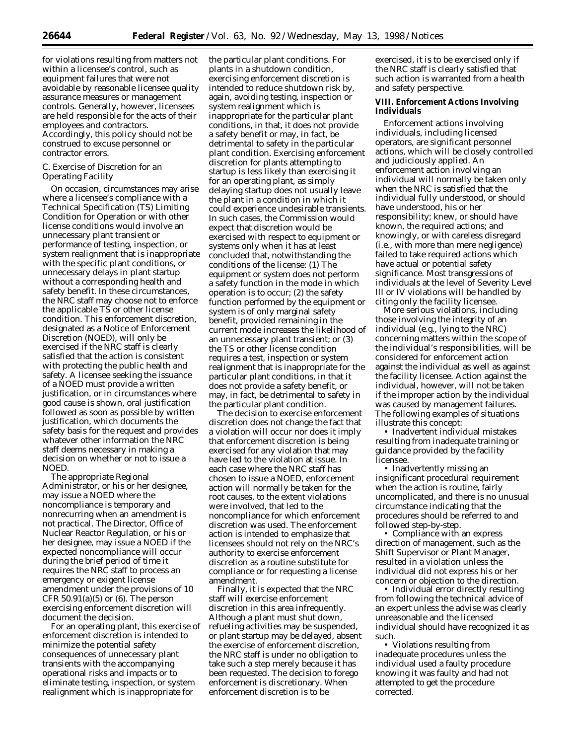for violations resulting from matters not within a licensee's control, such as equipment failures that were not avoidable by reasonable licensee quality assurance measures or management controls. Generally, however, licensees are held responsible for the acts of their employees and contractors. Accordingly, this policy should not be construed to excuse personnel or contractor errors.

### C. Exercise of Discretion for an Operating Facility

On occasion, circumstances may arise where a licensee's compliance with a Technical Specification (TS) Limiting Condition for Operation or with other license conditions would involve an unnecessary plant transient or performance of testing, inspection, or system realignment that is inappropriate with the specific plant conditions, or unnecessary delays in plant startup without a corresponding health and safety benefit. In these circumstances, the NRC staff may choose not to enforce the applicable TS or other license condition. This enforcement discretion, designated as a Notice of Enforcement Discretion (NOED), will only be exercised if the NRC staff is clearly satisfied that the action is consistent with protecting the public health and safety. A licensee seeking the issuance of a NOED must provide a written justification, or in circumstances where good cause is shown, oral justification followed as soon as possible by written justification, which documents the safety basis for the request and provides whatever other information the NRC staff deems necessary in making a decision on whether or not to issue a NOED.

The appropriate Regional Administrator, or his or her designee, may issue a NOED where the noncompliance is temporary and nonrecurring when an amendment is not practical. The Director, Office of Nuclear Reactor Regulation, or his or her designee, may issue a NOED if the expected noncompliance will occur during the brief period of time it requires the NRC staff to process an emergency or exigent license amendment under the provisions of 10 CFR 50.91(a)(5) or (6). The person exercising enforcement discretion will document the decision.

For an operating plant, this exercise of enforcement discretion is intended to minimize the potential safety consequences of unnecessary plant transients with the accompanying operational risks and impacts or to eliminate testing, inspection, or system realignment which is inappropriate for the particular plant conditions. For plants in a shutdown condition, exercising enforcement discretion is intended to reduce shutdown risk by, again, avoiding testing, inspection or system realignment which is inappropriate for the particular plant conditions, in that, it does not provide a safety benefit or may, in fact, be detrimental to safety in the particular plant condition. Exercising enforcement discretion for plants attempting to startup is less likely than exercising it for an operating plant, as simply delaying startup does not usually leave the plant in a condition in which it could experience undesirable transients. In such cases, the Commission would expect that discretion would be exercised with respect to equipment or systems only when it has at least concluded that, notwithstanding the conditions of the license: (1) The equipment or system does not perform a safety function in the mode in which operation is to occur; (2) the safety function performed by the equipment or system is of only marginal safety benefit, provided remaining in the current mode increases the likelihood of an unnecessary plant transient; or (3) the TS or other license condition requires a test, inspection or system realignment that is inappropriate for the particular plant conditions, in that it does not provide a safety benefit, or may, in fact, be detrimental to safety in the particular plant condition.

The decision to exercise enforcement discretion does not change the fact that a violation will occur nor does it imply that enforcement discretion is being exercised for any violation that may have led to the violation at issue. In each case where the NRC staff has chosen to issue a NOED, enforcement action will normally be taken for the root causes, to the extent violations were involved, that led to the noncompliance for which enforcement discretion was used. The enforcement action is intended to emphasize that licensees should not rely on the NRC's authority to exercise enforcement discretion as a routine substitute for compliance or for requesting a license amendment.

Finally, it is expected that the NRC staff will exercise enforcement discretion in this area infrequently. Although a plant must shut down, refueling activities may be suspended, or plant startup may be delayed, absent the exercise of enforcement discretion, the NRC staff is under no obligation to take such a step merely because it has been requested. The decision to forego enforcement is discretionary. When enforcement discretion is to be exercised, it is to be exercised only if the NRC staff is clearly satisfied that such action is warranted from a health and safety perspective.

## VIII. Enforcement Actions Involving Individuals

Enforcement actions involving individuals, including licensed operators, are significant personnel actions, which will be closely controlled and judiciously applied. An enforcement action involving an individual will normally be taken only when the NRC is satisfied that the individual fully understood, or should have understood, his or her responsibility; knew, or should have known, the required actions; and knowingly, or with careless disregard (i.e., with more than mere negligence) failed to take required actions which have actual or potential safety significance. Most transgressions of individuals at the level of Severity Level III or IV violations will be handled by citing only the facility licensee.

More serious violations, including those involving the integrity of an individual (e.g., lying to the NRC) concerning matters within the scope of the individual's responsibilities, will be considered for enforcement action against the individual as well as against the facility licensee. Action against the individual, however, will not be taken if the improper action by the individual was caused by management failures. The following examples of situations illustrate this concept:

- Inadvertent individual mistakes resulting from inadequate training or guidance provided by the facility licensee.
- Inadvertently missing an insignificant procedural requirement when the action is routine, fairly uncomplicated, and there is no unusual circumstance indicating that the procedures should be referred to and followed step-by-step.
- Compliance with an express direction of management, such as the Shift Supervisor or Plant Manager, resulted in a violation unless the individual did not express his or her concern or objection to the direction.
- Individual error directly resulting from following the technical advice of an expert unless the advise was clearly unreasonable and the licensed individual should have recognized it as such.
- Violations resulting from inadequate procedures unless the individual used a faulty procedure knowing it was faulty and had not attempted to get the procedure corrected.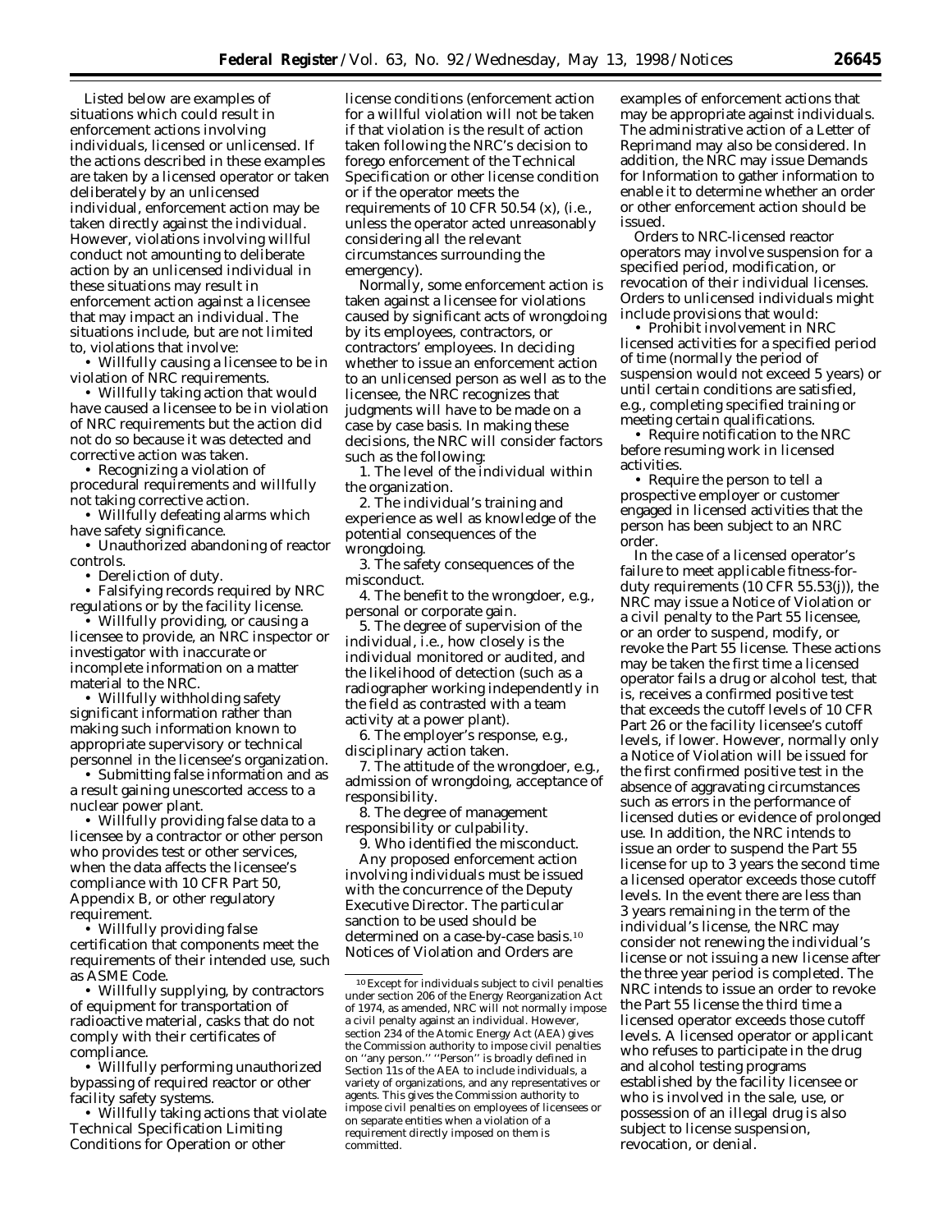Listed below are examples of situations which could result in enforcement actions involving individuals, licensed or unlicensed. If the actions described in these examples are taken by a licensed operator or taken deliberately by an unlicensed individual, enforcement action may be taken directly against the individual. However, violations involving willful conduct not amounting to deliberate action by an unlicensed individual in these situations may result in enforcement action against a licensee that may impact an individual. The situations include, but are not limited to, violations that involve:

- Willfully causing a licensee to be in violation of NRC requirements.
- Willfully taking action that would have caused a licensee to be in violation of NRC requirements but the action did not do so because it was detected and corrective action was taken.
- Recognizing a violation of procedural requirements and willfully not taking corrective action.
- Willfully defeating alarms which have safety significance.
- Unauthorized abandoning of reactor controls.
- Dereliction of duty.
- Falsifying records required by NRC regulations or by the facility license.
- Willfully providing, or causing a licensee to provide, an NRC inspector or investigator with inaccurate or incomplete information on a matter material to the NRC.
- Willfully withholding safety significant information rather than making such information known to appropriate supervisory or technical personnel in the licensee's organization.
- Submitting false information and as a result gaining unescorted access to a nuclear power plant.
- Willfully providing false data to a licensee by a contractor or other person who provides test or other services, when the data affects the licensee's compliance with 10 CFR Part 50, Appendix B, or other regulatory requirement.
- Willfully providing false certification that components meet the requirements of their intended use, such as ASME Code.
- Willfully supplying, by contractors of equipment for transportation of radioactive material, casks that do not comply with their certificates of compliance.
- Willfully performing unauthorized bypassing of required reactor or other facility safety systems.
- Willfully taking actions that violate Technical Specification Limiting Conditions for Operation or other license conditions (enforcement action for a willful violation will not be taken if that violation is the result of action taken following the NRC's decision to forego enforcement of the Technical Specification or other license condition or if the operator meets the requirements of 10 CFR 50.54 (x), (i.e., unless the operator acted unreasonably considering all the relevant circumstances surrounding the emergency).

Normally, some enforcement action is taken against a licensee for violations caused by significant acts of wrongdoing by its employees, contractors, or contractors' employees. In deciding whether to issue an enforcement action to an unlicensed person as well as to the licensee, the NRC recognizes that judgments will have to be made on a case by case basis. In making these decisions, the NRC will consider factors such as the following:

1. The level of the individual within the organization.
2. The individual's training and experience as well as knowledge of the potential consequences of the wrongdoing.
3. The safety consequences of the misconduct.
4. The benefit to the wrongdoer, e.g., personal or corporate gain.
5. The degree of supervision of the individual, i.e., how closely is the individual monitored or audited, and the likelihood of detection (such as a radiographer working independently in the field as contrasted with a team activity at a power plant).
6. The employer's response, e.g., disciplinary action taken.
7. The attitude of the wrongdoer, e.g., admission of wrongdoing, acceptance of responsibility.
8. The degree of management responsibility or culpability.
9. Who identified the misconduct.

Any proposed enforcement action involving individuals must be issued with the concurrence of the Deputy Executive Director. The particular sanction to be used should be determined on a case-by-case basis.[10] Notices of Violation and Orders are examples of enforcement actions that may be appropriate against individuals. The administrative action of a Letter of Reprimand may also be considered. In addition, the NRC may issue Demands for Information to gather information to enable it to determine whether an order or other enforcement action should be issued.

Orders to NRC-licensed reactor operators may involve suspension for a specified period, modification, or revocation of their individual licenses. Orders to unlicensed individuals might include provisions that would:

- Prohibit involvement in NRC licensed activities for a specified period of time (normally the period of suspension would not exceed 5 years) or until certain conditions are satisfied, e.g., completing specified training or meeting certain qualifications.
- Require notification to the NRC before resuming work in licensed activities.
- Require the person to tell a prospective employer or customer engaged in licensed activities that the person has been subject to an NRC order.

In the case of a licensed operator's failure to meet applicable fitness-for-duty requirements (10 CFR 55.53(j)), the NRC may issue a Notice of Violation or a civil penalty to the Part 55 licensee, or an order to suspend, modify, or revoke the Part 55 license. These actions may be taken the first time a licensed operator fails a drug or alcohol test, that is, receives a confirmed positive test that exceeds the cutoff levels of 10 CFR Part 26 or the facility licensee's cutoff levels, if lower. However, normally only a Notice of Violation will be issued for the first confirmed positive test in the absence of aggravating circumstances such as errors in the performance of licensed duties or evidence of prolonged use. In addition, the NRC intends to issue an order to suspend the Part 55 license for up to 3 years the second time a licensed operator exceeds those cutoff levels. In the event there are less than 3 years remaining in the term of the individual's license, the NRC may consider not renewing the individual's license or not issuing a new license after the three year period is completed. The NRC intends to issue an order to revoke the Part 55 license the third time a licensed operator exceeds those cutoff levels. A licensed operator or applicant who refuses to participate in the drug and alcohol testing programs established by the facility licensee or who is involved in the sale, use, or possession of an illegal drug is also subject to license suspension, revocation, or denial.

---

[10] Except for individuals subject to civil penalties under section 206 of the Energy Reorganization Act of 1974, as amended, NRC will not normally impose a civil penalty against an individual. However, section 234 of the Atomic Energy Act (AEA) gives the Commission authority to impose civil penalties on "any person." "Person" is broadly defined in Section 11s of the AEA to include individuals, a variety of organizations, and any representatives or agents. This gives the Commission authority to impose civil penalties on employees of licensees or on separate entities when a violation of a requirement directly imposed on them is committed.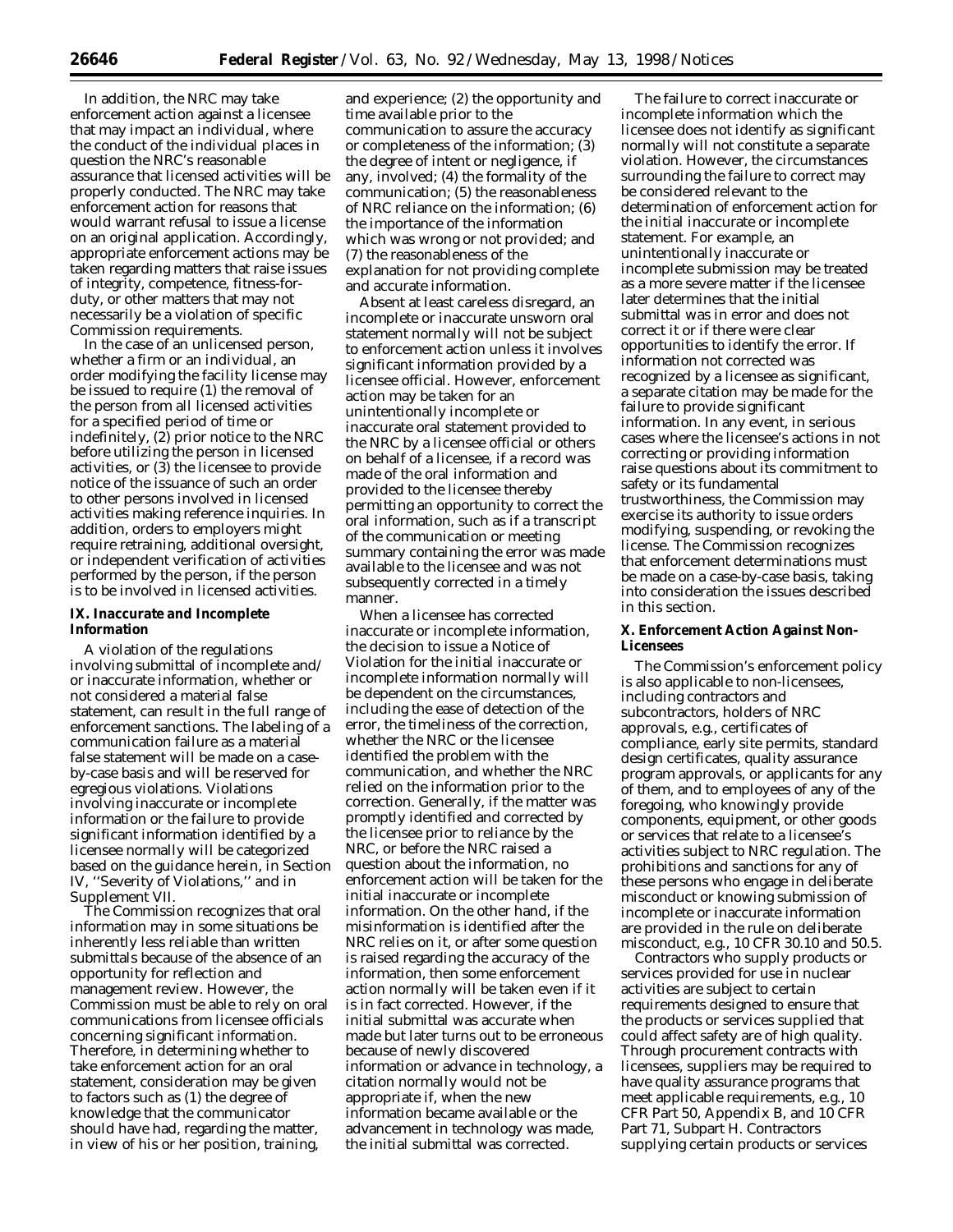In addition, the NRC may take enforcement action against a licensee that may impact an individual, where the conduct of the individual places in question the NRC's reasonable assurance that licensed activities will be properly conducted. The NRC may take enforcement action for reasons that would warrant refusal to issue a license on an original application. Accordingly, appropriate enforcement actions may be taken regarding matters that raise issues of integrity, competence, fitness-for-duty, or other matters that may not necessarily be a violation of specific Commission requirements.

In the case of an unlicensed person, whether a firm or an individual, an order modifying the facility license may be issued to require (1) the removal of the person from all licensed activities for a specified period of time or indefinitely, (2) prior notice to the NRC before utilizing the person in licensed activities, or (3) the licensee to provide notice of the issuance of such an order to other persons involved in licensed activities making reference inquiries. In addition, orders to employers might require retraining, additional oversight, or independent verification of activities performed by the person, if the person is to be involved in licensed activities.

## IX. Inaccurate and Incomplete Information

A violation of the regulations involving submittal of incomplete and/or inaccurate information, whether or not considered a material false statement, can result in the full range of enforcement sanctions. The labeling of a communication failure as a material false statement will be made on a case-by-case basis and will be reserved for egregious violations. Violations involving inaccurate or incomplete information or the failure to provide significant information identified by a licensee normally will be categorized based on the guidance herein, in Section IV, ''Severity of Violations,'' and in Supplement VII.

The Commission recognizes that oral information may in some situations be inherently less reliable than written submittals because of the absence of an opportunity for reflection and management review. However, the Commission must be able to rely on oral communications from licensee officials concerning significant information. Therefore, in determining whether to take enforcement action for an oral statement, consideration may be given to factors such as (1) the degree of knowledge that the communicator should have had, regarding the matter, in view of his or her position, training, and experience; (2) the opportunity and time available prior to the communication to assure the accuracy or completeness of the information; (3) the degree of intent or negligence, if any, involved; (4) the formality of the communication; (5) the reasonableness of NRC reliance on the information; (6) the importance of the information which was wrong or not provided; and (7) the reasonableness of the explanation for not providing complete and accurate information.

Absent at least careless disregard, an incomplete or inaccurate unsworn oral statement normally will not be subject to enforcement action unless it involves significant information provided by a licensee official. However, enforcement action may be taken for an unintentionally incomplete or inaccurate oral statement provided to the NRC by a licensee official or others on behalf of a licensee, if a record was made of the oral information and provided to the licensee thereby permitting an opportunity to correct the oral information, such as if a transcript of the communication or meeting summary containing the error was made available to the licensee and was not subsequently corrected in a timely manner.

When a licensee has corrected inaccurate or incomplete information, the decision to issue a Notice of Violation for the initial inaccurate or incomplete information normally will be dependent on the circumstances, including the ease of detection of the error, the timeliness of the correction, whether the NRC or the licensee identified the problem with the communication, and whether the NRC relied on the information prior to the correction. Generally, if the matter was promptly identified and corrected by the licensee prior to reliance by the NRC, or before the NRC raised a question about the information, no enforcement action will be taken for the initial inaccurate or incomplete information. On the other hand, if the misinformation is identified after the NRC relies on it, or after some question is raised regarding the accuracy of the information, then some enforcement action normally will be taken even if it is in fact corrected. However, if the initial submittal was accurate when made but later turns out to be erroneous because of newly discovered information or advance in technology, a citation normally would not be appropriate if, when the new information became available or the advancement in technology was made, the initial submittal was corrected.

The failure to correct inaccurate or incomplete information which the licensee does not identify as significant normally will not constitute a separate violation. However, the circumstances surrounding the failure to correct may be considered relevant to the determination of enforcement action for the initial inaccurate or incomplete statement. For example, an unintentionally inaccurate or incomplete submission may be treated as a more severe matter if the licensee later determines that the initial submittal was in error and does not correct it or if there were clear opportunities to identify the error. If information not corrected was recognized by a licensee as significant, a separate citation may be made for the failure to provide significant information. In any event, in serious cases where the licensee's actions in not correcting or providing information raise questions about its commitment to safety or its fundamental trustworthiness, the Commission may exercise its authority to issue orders modifying, suspending, or revoking the license. The Commission recognizes that enforcement determinations must be made on a case-by-case basis, taking into consideration the issues described in this section.

## X. Enforcement Action Against Non-Licensees

The Commission's enforcement policy is also applicable to non-licensees, including contractors and subcontractors, holders of NRC approvals, e.g., certificates of compliance, early site permits, standard design certificates, quality assurance program approvals, or applicants for any of them, and to employees of any of the foregoing, who knowingly provide components, equipment, or other goods or services that relate to a licensee's activities subject to NRC regulation. The prohibitions and sanctions for any of these persons who engage in deliberate misconduct or knowing submission of incomplete or inaccurate information are provided in the rule on deliberate misconduct, e.g., 10 CFR 30.10 and 50.5.

Contractors who supply products or services provided for use in nuclear activities are subject to certain requirements designed to ensure that the products or services supplied that could affect safety are of high quality. Through procurement contracts with licensees, suppliers may be required to have quality assurance programs that meet applicable requirements, e.g., 10 CFR Part 50, Appendix B, and 10 CFR Part 71, Subpart H. Contractors supplying certain products or services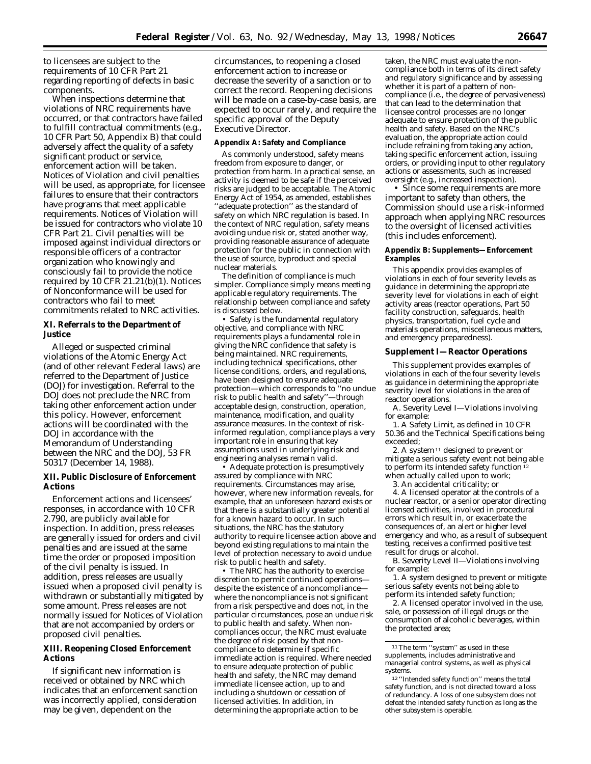to licensees are subject to the requirements of 10 CFR Part 21 regarding reporting of defects in basic components.

When inspections determine that violations of NRC requirements have occurred, or that contractors have failed to fulfill contractual commitments (e.g., 10 CFR Part 50, Appendix B) that could adversely affect the quality of a safety significant product or service, enforcement action will be taken. Notices of Violation and civil penalties will be used, as appropriate, for licensee failures to ensure that their contractors have programs that meet applicable requirements. Notices of Violation will be issued for contractors who violate 10 CFR Part 21. Civil penalties will be imposed against individual directors or responsible officers of a contractor organization who knowingly and consciously fail to provide the notice required by 10 CFR 21.21(b)(1). Notices of Nonconformance will be used for contractors who fail to meet commitments related to NRC activities.

## XI. Referrals to the Department of Justice

Alleged or suspected criminal violations of the Atomic Energy Act (and of other relevant Federal laws) are referred to the Department of Justice (DOJ) for investigation. Referral to the DOJ does not preclude the NRC from taking other enforcement action under this policy. However, enforcement actions will be coordinated with the DOJ in accordance with the Memorandum of Understanding between the NRC and the DOJ, 53 FR 50317 (December 14, 1988).

## XII. Public Disclosure of Enforcement Actions

Enforcement actions and licensees' responses, in accordance with 10 CFR 2.790, are publicly available for inspection. In addition, press releases are generally issued for orders and civil penalties and are issued at the same time the order or proposed imposition of the civil penalty is issued. In addition, press releases are usually issued when a proposed civil penalty is withdrawn or substantially mitigated by some amount. Press releases are not normally issued for Notices of Violation that are not accompanied by orders or proposed civil penalties.

## XIII. Reopening Closed Enforcement Actions

If significant new information is received or obtained by NRC which indicates that an enforcement sanction was incorrectly applied, consideration may be given, dependent on the circumstances, to reopening a closed enforcement action to increase or decrease the severity of a sanction or to correct the record. Reopening decisions will be made on a case-by-case basis, are expected to occur rarely, and require the specific approval of the Deputy Executive Director.

### Appendix A: Safety and Compliance

As commonly understood, safety means freedom from exposure to danger, or protection from harm. In a practical sense, an activity is deemed to be safe if the perceived risks are judged to be acceptable. The Atomic Energy Act of 1954, as amended, establishes ''adequate protection'' as the standard of safety on which NRC regulation is based. In the context of NRC regulation, safety means avoiding undue risk or, stated another way, providing reasonable assurance of adequate protection for the public in connection with the use of source, byproduct and special nuclear materials.

The definition of compliance is much simpler. Compliance simply means meeting applicable regulatory requirements. The relationship between compliance and safety is discussed below.

- Safety is the fundamental regulatory objective, and compliance with NRC requirements plays a fundamental role in giving the NRC confidence that safety is being maintained. NRC requirements, including technical specifications, other license conditions, orders, and regulations, have been designed to ensure adequate protection—which corresponds to ''no undue risk to public health and safety''—through acceptable design, construction, operation, maintenance, modification, and quality assurance measures. In the context of risk-informed regulation, compliance plays a very important role in ensuring that key assumptions used in underlying risk and engineering analyses remain valid.
- Adequate protection is presumptively assured by compliance with NRC requirements. Circumstances may arise, however, where new information reveals, for example, that an unforeseen hazard exists or that there is a substantially greater potential for a known hazard to occur. In such situations, the NRC has the statutory authority to require licensee action above and beyond existing regulations to maintain the level of protection necessary to avoid undue risk to public health and safety.
- The NRC has the authority to exercise discretion to permit continued operations—despite the existence of a noncompliance—where the noncompliance is not significant from a risk perspective and does not, in the particular circumstances, pose an undue risk to public health and safety. When noncompliances occur, the NRC must evaluate the degree of risk posed by that noncompliance to determine if specific immediate action is required. Where needed to ensure adequate protection of public health and safety, the NRC may demand immediate licensee action, up to and including a shutdown or cessation of licensed activities. In addition, in determining the appropriate action to be taken, the NRC must evaluate the noncompliance both in terms of its direct safety and regulatory significance and by assessing whether it is part of a pattern of noncompliance (i.e., the degree of pervasiveness) that can lead to the determination that licensee control processes are no longer adequate to ensure protection of the public health and safety. Based on the NRC's evaluation, the appropriate action could include refraining from taking any action, taking specific enforcement action, issuing orders, or providing input to other regulatory actions or assessments, such as increased oversight (e.g., increased inspection).
- Since some requirements are more important to safety than others, the Commission should use a risk-informed approach when applying NRC resources to the oversight of licensed activities (this includes enforcement).

### Appendix B: Supplements—Enforcement Examples

This appendix provides examples of violations in each of four severity levels as guidance in determining the appropriate severity level for violations in each of eight activity areas (reactor operations, Part 50 facility construction, safeguards, health physics, transportation, fuel cycle and materials operations, miscellaneous matters, and emergency preparedness).

### Supplement I—Reactor Operations

This supplement provides examples of violations in each of the four severity levels as guidance in determining the appropriate severity level for violations in the area of reactor operations.

A. Severity Level I—Violations involving for example:

1. A Safety Limit, as defined in 10 CFR 50.36 and the Technical Specifications being exceeded;
2. A system[11] designed to prevent or mitigate a serious safety event not being able to perform its intended safety function[12] when actually called upon to work;
3. An accidental criticality; or
4. A licensed operator at the controls of a nuclear reactor, or a senior operator directing licensed activities, involved in procedural errors which result in, or exacerbate the consequences of, an alert or higher level emergency and who, as a result of subsequent testing, receives a confirmed positive test result for drugs or alcohol.

B. Severity Level II—Violations involving for example:

1. A system designed to prevent or mitigate serious safety events not being able to perform its intended safety function;
2. A licensed operator involved in the use, sale, or possession of illegal drugs or the consumption of alcoholic beverages, within the protected area;

[11] The term ''system'' as used in these supplements, includes administrative and managerial control systems, as well as physical systems.

[12] ''Intended safety function'' means the total safety function, and is not directed toward a loss of redundancy. A loss of one subsystem does not defeat the intended safety function as long as the other subsystem is operable.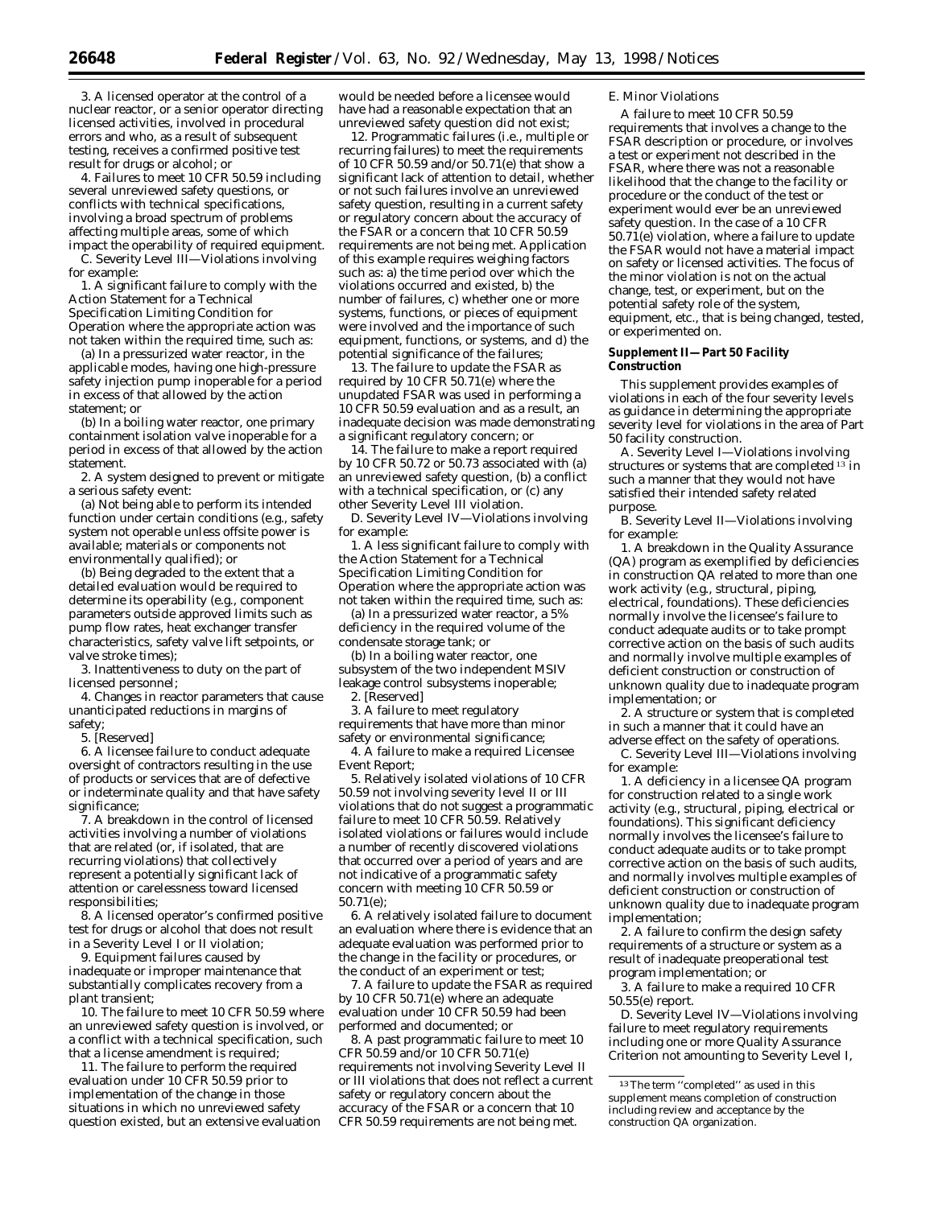3. A licensed operator at the control of a nuclear reactor, or a senior operator directing licensed activities, involved in procedural errors and who, as a result of subsequent testing, receives a confirmed positive test result for drugs or alcohol; or

4. Failures to meet 10 CFR 50.59 including several unreviewed safety questions, or conflicts with technical specifications, involving a broad spectrum of problems affecting multiple areas, some of which impact the operability of required equipment.

C. Severity Level III—Violations involving for example:

1. A significant failure to comply with the Action Statement for a Technical Specification Limiting Condition for Operation where the appropriate action was not taken within the required time, such as:

(a) In a pressurized water reactor, in the applicable modes, having one high-pressure safety injection pump inoperable for a period in excess of that allowed by the action statement; or

(b) In a boiling water reactor, one primary containment isolation valve inoperable for a period in excess of that allowed by the action statement.

2. A system designed to prevent or mitigate a serious safety event:

(a) Not being able to perform its intended function under certain conditions (e.g., safety system not operable unless offsite power is available; materials or components not environmentally qualified); or

(b) Being degraded to the extent that a detailed evaluation would be required to determine its operability (e.g., component parameters outside approved limits such as pump flow rates, heat exchanger transfer characteristics, safety valve lift setpoints, or valve stroke times);

3. Inattentiveness to duty on the part of licensed personnel;

4. Changes in reactor parameters that cause unanticipated reductions in margins of safety;

5. [Reserved]

6. A licensee failure to conduct adequate oversight of contractors resulting in the use of products or services that are of defective or indeterminate quality and that have safety significance;

7. A breakdown in the control of licensed activities involving a number of violations that are related (or, if isolated, that are recurring violations) that collectively represent a potentially significant lack of attention or carelessness toward licensed responsibilities;

8. A licensed operator's confirmed positive test for drugs or alcohol that does not result in a Severity Level I or II violation;

9. Equipment failures caused by inadequate or improper maintenance that substantially complicates recovery from a plant transient;

10. The failure to meet 10 CFR 50.59 where an unreviewed safety question is involved, or a conflict with a technical specification, such that a license amendment is required;

11. The failure to perform the required evaluation under 10 CFR 50.59 prior to implementation of the change in those situations in which no unreviewed safety question existed, but an extensive evaluation would be needed before a licensee would have had a reasonable expectation that an unreviewed safety question did not exist;

12. Programmatic failures (i.e., multiple or recurring failures) to meet the requirements of 10 CFR 50.59 and/or 50.71(e) that show a significant lack of attention to detail, whether or not such failures involve an unreviewed safety question, resulting in a current safety or regulatory concern about the accuracy of the FSAR or a concern that 10 CFR 50.59 requirements are not being met. Application of this example requires weighing factors such as: a) the time period over which the violations occurred and existed, b) the number of failures, c) whether one or more systems, functions, or pieces of equipment were involved and the importance of such equipment, functions, or systems, and d) the potential significance of the failures;

13. The failure to update the FSAR as required by 10 CFR 50.71(e) where the unupdated FSAR was used in performing a 10 CFR 50.59 evaluation and as a result, an inadequate decision was made demonstrating a significant regulatory concern; or

14. The failure to make a report required by 10 CFR 50.72 or 50.73 associated with (a) an unreviewed safety question, (b) a conflict with a technical specification, or (c) any other Severity Level III violation.

D. Severity Level IV—Violations involving for example:

1. A less significant failure to comply with the Action Statement for a Technical Specification Limiting Condition for Operation where the appropriate action was not taken within the required time, such as:

(a) In a pressurized water reactor, a 5% deficiency in the required volume of the condensate storage tank; or

(b) In a boiling water reactor, one subsystem of the two independent MSIV leakage control subsystems inoperable;

2. [Reserved]

3. A failure to meet regulatory requirements that have more than minor safety or environmental significance;

4. A failure to make a required Licensee Event Report;

5. Relatively isolated violations of 10 CFR 50.59 not involving severity level II or III violations that do not suggest a programmatic failure to meet 10 CFR 50.59. Relatively isolated violations or failures would include a number of recently discovered violations that occurred over a period of years and are not indicative of a programmatic safety concern with meeting 10 CFR 50.59 or 50.71(e);

6. A relatively isolated failure to document an evaluation where there is evidence that an adequate evaluation was performed prior to the change in the facility or procedures, or the conduct of an experiment or test;

7. A failure to update the FSAR as required by 10 CFR 50.71(e) where an adequate evaluation under 10 CFR 50.59 had been performed and documented; or

8. A past programmatic failure to meet 10 CFR 50.59 and/or 10 CFR 50.71(e) requirements not involving Severity Level II or III violations that does not reflect a current safety or regulatory concern about the accuracy of the FSAR or a concern that 10 CFR 50.59 requirements are not being met.

E. Minor Violations

A failure to meet 10 CFR 50.59 requirements that involves a change to the FSAR description or procedure, or involves a test or experiment not described in the FSAR, where there was not a reasonable likelihood that the change to the facility or procedure or the conduct of the test or experiment would ever be an unreviewed safety question. In the case of a 10 CFR 50.71(e) violation, where a failure to update the FSAR would not have a material impact on safety or licensed activities. The focus of the minor violation is not on the actual change, test, or experiment, but on the potential safety role of the system, equipment, etc., that is being changed, tested, or experimented on.

**Supplement II—Part 50 Facility Construction**

This supplement provides examples of violations in each of the four severity levels as guidance in determining the appropriate severity level for violations in the area of Part 50 facility construction.

A. Severity Level I—Violations involving structures or systems that are completed [13] in such a manner that they would not have satisfied their intended safety related purpose.

B. Severity Level II—Violations involving for example:

1. A breakdown in the Quality Assurance (QA) program as exemplified by deficiencies in construction QA related to more than one work activity (e.g., structural, piping, electrical, foundations). These deficiencies normally involve the licensee's failure to conduct adequate audits or to take prompt corrective action on the basis of such audits and normally involve multiple examples of deficient construction or construction of unknown quality due to inadequate program implementation; or

2. A structure or system that is completed in such a manner that it could have an adverse effect on the safety of operations.

C. Severity Level III—Violations involving for example:

1. A deficiency in a licensee QA program for construction related to a single work activity (e.g., structural, piping, electrical or foundations). This significant deficiency normally involves the licensee's failure to conduct adequate audits or to take prompt corrective action on the basis of such audits, and normally involves multiple examples of deficient construction or construction of unknown quality due to inadequate program implementation;

2. A failure to confirm the design safety requirements of a structure or system as a result of inadequate preoperational test program implementation; or

3. A failure to make a required 10 CFR 50.55(e) report.

D. Severity Level IV—Violations involving failure to meet regulatory requirements including one or more Quality Assurance Criterion not amounting to Severity Level I,

[13] The term "completed" as used in this supplement means completion of construction including review and acceptance by the construction QA organization.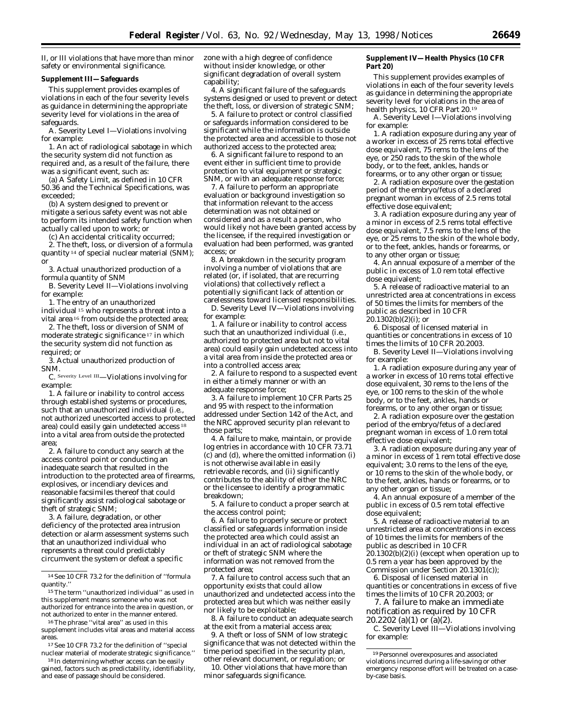II, or III violations that have more than minor safety or environmental significance.

**Supplement III—Safeguards**

This supplement provides examples of violations in each of the four severity levels as guidance in determining the appropriate severity level for violations in the area of safeguards.

A. Severity Level I—Violations involving for example:

1. An act of radiological sabotage in which the security system did not function as required and, as a result of the failure, there was a significant event, such as:

(a) A Safety Limit, as defined in 10 CFR 50.36 and the Technical Specifications, was exceeded;

(b) A system designed to prevent or mitigate a serious safety event was not able to perform its intended safety function when actually called upon to work; or

(c) An accidental criticality occurred;

2. The theft, loss, or diversion of a formula quantity [14] of special nuclear material (SNM); or

3. Actual unauthorized production of a formula quantity of SNM

B. Severity Level II—Violations involving for example:

1. The entry of an unauthorized individual [15] who represents a threat into a vital area [16] from outside the protected area;

2. The theft, loss or diversion of SNM of moderate strategic significance [17] in which the security system did not function as required; or

3. Actual unauthorized production of SNM.

C. Severity Level III—Violations involving for example:

1. A failure or inability to control access through established systems or procedures, such that an unauthorized individual (i.e., not authorized unescorted access to protected area) could easily gain undetected access [18] into a vital area from outside the protected area;

2. A failure to conduct any search at the access control point or conducting an inadequate search that resulted in the introduction to the protected area of firearms, explosives, or incendiary devices and reasonable facsimiles thereof that could significantly assist radiological sabotage or theft of strategic SNM;

3. A failure, degradation, or other deficiency of the protected area intrusion detection or alarm assessment systems such that an unauthorized individual who represents a threat could predictably circumvent the system or defeat a specific zone with a high degree of confidence without insider knowledge, or other significant degradation of overall system capability;

4. A significant failure of the safeguards systems designed or used to prevent or detect the theft, loss, or diversion of strategic SNM;

5. A failure to protect or control classified or safeguards information considered to be significant while the information is outside the protected area and accessible to those not authorized access to the protected area;

6. A significant failure to respond to an event either in sufficient time to provide protection to vital equipment or strategic SNM, or with an adequate response force;

7. A failure to perform an appropriate evaluation or background investigation so that information relevant to the access determination was not obtained or considered and as a result a person, who would likely not have been granted access by the licensee, if the required investigation or evaluation had been performed, was granted access; or

8. A breakdown in the security program involving a number of violations that are related (or, if isolated, that are recurring violations) that collectively reflect a potentially significant lack of attention or carelessness toward licensed responsibilities.

D. Severity Level IV—Violations involving for example:

1. A failure or inability to control access such that an unauthorized individual (i.e., authorized to protected area but not to vital area) could easily gain undetected access into a vital area from inside the protected area or into a controlled access area;

2. A failure to respond to a suspected event in either a timely manner or with an adequate response force;

3. A failure to implement 10 CFR Parts 25 and 95 with respect to the information addressed under Section 142 of the Act, and the NRC approved security plan relevant to those parts;

4. A failure to make, maintain, or provide log entries in accordance with 10 CFR 73.71 (c) and (d), where the omitted information (i) is not otherwise available in easily retrievable records, and (ii) significantly contributes to the ability of either the NRC or the licensee to identify a programmatic breakdown;

5. A failure to conduct a proper search at the access control point;

6. A failure to properly secure or protect classified or safeguards information inside the protected area which could assist an individual in an act of radiological sabotage or theft of strategic SNM where the information was not removed from the protected area;

7. A failure to control access such that an opportunity exists that could allow unauthorized and undetected access into the protected area but which was neither easily nor likely to be exploitable;

8. A failure to conduct an adequate search at the exit from a material access area;

9. A theft or loss of SNM of low strategic significance that was not detected within the time period specified in the security plan, other relevant document, or regulation; or

10. Other violations that have more than minor safeguards significance.

**Supplement IV—Health Physics (10 CFR Part 20)**

This supplement provides examples of violations in each of the four severity levels as guidance in determining the appropriate severity level for violations in the area of health physics, 10 CFR Part 20.[19]

A. Severity Level I—Violations involving for example:

1. A radiation exposure during any year of a worker in excess of 25 rems total effective dose equivalent, 75 rems to the lens of the eye, or 250 rads to the skin of the whole body, or to the feet, ankles, hands or forearms, or to any other organ or tissue;

2. A radiation exposure over the gestation period of the embryo/fetus of a declared pregnant woman in excess of 2.5 rems total effective dose equivalent;

3. A radiation exposure during any year of a minor in excess of 2.5 rems total effective dose equivalent, 7.5 rems to the lens of the eye, or 25 rems to the skin of the whole body, or to the feet, ankles, hands or forearms, or to any other organ or tissue;

4. An annual exposure of a member of the public in excess of 1.0 rem total effective dose equivalent;

5. A release of radioactive material to an unrestricted area at concentrations in excess of 50 times the limits for members of the public as described in 10 CFR 20.1302(b)(2)(i); or

6. Disposal of licensed material in quantities or concentrations in excess of 10 times the limits of 10 CFR 20.2003.

B. Severity Level II—Violations involving for example:

1. A radiation exposure during any year of a worker in excess of 10 rems total effective dose equivalent, 30 rems to the lens of the eye, or 100 rems to the skin of the whole body, or to the feet, ankles, hands or forearms, or to any other organ or tissue;

2. A radiation exposure over the gestation period of the embryo/fetus of a declared pregnant woman in excess of 1.0 rem total effective dose equivalent;

3. A radiation exposure during any year of a minor in excess of 1 rem total effective dose equivalent; 3.0 rems to the lens of the eye, or 10 rems to the skin of the whole body, or to the feet, ankles, hands or forearms, or to any other organ or tissue;

4. An annual exposure of a member of the public in excess of 0.5 rem total effective dose equivalent;

5. A release of radioactive material to an unrestricted area at concentrations in excess of 10 times the limits for members of the public as described in 10 CFR 20.1302(b)(2)(i) (except when operation up to 0.5 rem a year has been approved by the Commission under Section 20.1301(c));

6. Disposal of licensed material in quantities or concentrations in excess of five times the limits of 10 CFR 20.2003; or

7. A failure to make an immediate notification as required by 10 CFR 20.2202 (a)(1) or (a)(2).

C. Severity Level III—Violations involving for example:

---

[14] See 10 CFR 73.2 for the definition of "formula quantity."

[15] The term "unauthorized individual" as used in this supplement means someone who was not authorized for entrance into the area in question, or not authorized to enter in the manner entered.

[16] The phrase "vital area" as used in this supplement includes vital areas and material access areas.

[17] See 10 CFR 73.2 for the definition of "special nuclear material of moderate strategic significance."

[18] In determining whether access can be easily gained, factors such as predictability, identifiability, and ease of passage should be considered.

[19] Personnel overexposures and associated violations incurred during a life-saving or other emergency response effort will be treated on a case-by-case basis.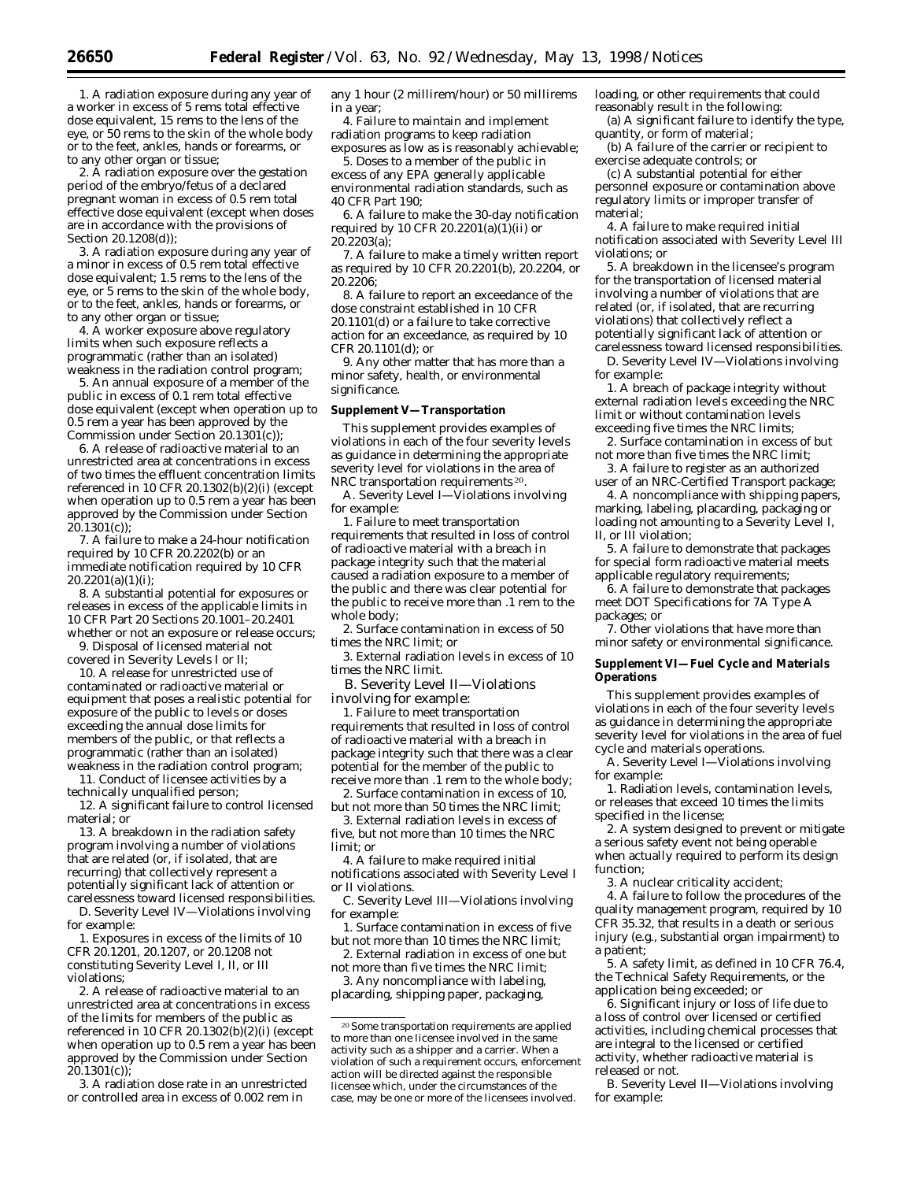1. A radiation exposure during any year of a worker in excess of 5 rems total effective dose equivalent, 15 rems to the lens of the eye, or 50 rems to the skin of the whole body or to the feet, ankles, hands or forearms, or to any other organ or tissue;

2. A radiation exposure over the gestation period of the embryo/fetus of a declared pregnant woman in excess of 0.5 rem total effective dose equivalent (except when doses are in accordance with the provisions of Section 20.1208(d));

3. A radiation exposure during any year of a minor in excess of 0.5 rem total effective dose equivalent; 1.5 rems to the lens of the eye, or 5 rems to the skin of the whole body, or to the feet, ankles, hands or forearms, or to any other organ or tissue;

4. A worker exposure above regulatory limits when such exposure reflects a programmatic (rather than an isolated) weakness in the radiation control program;

5. An annual exposure of a member of the public in excess of 0.1 rem total effective dose equivalent (except when operation up to 0.5 rem a year has been approved by the Commission under Section 20.1301(c));

6. A release of radioactive material to an unrestricted area at concentrations in excess of two times the effluent concentration limits referenced in 10 CFR 20.1302(b)(2)(i) (except when operation up to 0.5 rem a year has been approved by the Commission under Section 20.1301(c));

7. A failure to make a 24-hour notification required by 10 CFR 20.2202(b) or an immediate notification required by 10 CFR 20.2201(a)(1)(i);

8. A substantial potential for exposures or releases in excess of the applicable limits in 10 CFR Part 20 Sections 20.1001–20.2401 whether or not an exposure or release occurs;

9. Disposal of licensed material not covered in Severity Levels I or II;

10. A release for unrestricted use of contaminated or radioactive material or equipment that poses a realistic potential for exposure of the public to levels or doses exceeding the annual dose limits for members of the public, or that reflects a programmatic (rather than an isolated) weakness in the radiation control program;

11. Conduct of licensee activities by a technically unqualified person;

12. A significant failure to control licensed material; or

13. A breakdown in the radiation safety program involving a number of violations that are related (or, if isolated, that are recurring) that collectively represent a potentially significant lack of attention or carelessness toward licensed responsibilities.

D. Severity Level IV—Violations involving for example:

1. Exposures in excess of the limits of 10 CFR 20.1201, 20.1207, or 20.1208 not constituting Severity Level I, II, or III violations;

2. A release of radioactive material to an unrestricted area at concentrations in excess of the limits for members of the public as referenced in 10 CFR 20.1302(b)(2)(i) (except when operation up to 0.5 rem a year has been approved by the Commission under Section 20.1301(c));

3. A radiation dose rate in an unrestricted or controlled area in excess of 0.002 rem in any 1 hour (2 millirem/hour) or 50 millirems in a year;

4. Failure to maintain and implement radiation programs to keep radiation exposures as low as is reasonably achievable;

5. Doses to a member of the public in excess of any EPA generally applicable environmental radiation standards, such as 40 CFR Part 190;

6. A failure to make the 30-day notification required by 10 CFR 20.2201(a)(1)(ii) or 20.2203(a);

7. A failure to make a timely written report as required by 10 CFR 20.2201(b), 20.2204, or 20.2206;

8. A failure to report an exceedance of the dose constraint established in 10 CFR 20.1101(d) or a failure to take corrective action for an exceedance, as required by 10 CFR 20.1101(d); or

9. Any other matter that has more than a minor safety, health, or environmental significance.

## Supplement V—Transportation

This supplement provides examples of violations in each of the four severity levels as guidance in determining the appropriate severity level for violations in the area of NRC transportation requirements [20].

A. Severity Level I—Violations involving for example:

1. Failure to meet transportation requirements that resulted in loss of control of radioactive material with a breach in package integrity such that the material caused a radiation exposure to a member of the public and there was clear potential for the public to receive more than .1 rem to the whole body;

2. Surface contamination in excess of 50 times the NRC limit; or

3. External radiation levels in excess of 10 times the NRC limit.

B. Severity Level II—Violations involving for example:

1. Failure to meet transportation requirements that resulted in loss of control of radioactive material with a breach in package integrity such that there was a clear potential for the member of the public to receive more than .1 rem to the whole body;

2. Surface contamination in excess of 10, but not more than 50 times the NRC limit;

3. External radiation levels in excess of five, but not more than 10 times the NRC limit; or

4. A failure to make required initial notifications associated with Severity Level I or II violations.

C. Severity Level III—Violations involving for example:

1. Surface contamination in excess of five but not more than 10 times the NRC limit;

2. External radiation in excess of one but not more than five times the NRC limit;

3. Any noncompliance with labeling, placarding, shipping paper, packaging, loading, or other requirements that could reasonably result in the following:

(a) A significant failure to identify the type, quantity, or form of material;

(b) A failure of the carrier or recipient to exercise adequate controls; or

(c) A substantial potential for either personnel exposure or contamination above regulatory limits or improper transfer of material;

4. A failure to make required initial notification associated with Severity Level III violations; or

5. A breakdown in the licensee's program for the transportation of licensed material involving a number of violations that are related (or, if isolated, that are recurring violations) that collectively reflect a potentially significant lack of attention or carelessness toward licensed responsibilities.

D. Severity Level IV—Violations involving for example:

1. A breach of package integrity without external radiation levels exceeding the NRC limit or without contamination levels exceeding five times the NRC limits;

2. Surface contamination in excess of but not more than five times the NRC limit;

3. A failure to register as an authorized user of an NRC-Certified Transport package;

4. A noncompliance with shipping papers, marking, labeling, placarding, packaging or loading not amounting to a Severity Level I, II, or III violation;

5. A failure to demonstrate that packages for special form radioactive material meets applicable regulatory requirements;

6. A failure to demonstrate that packages meet DOT Specifications for 7A Type A packages; or

7. Other violations that have more than minor safety or environmental significance.

## Supplement VI—Fuel Cycle and Materials Operations

This supplement provides examples of violations in each of the four severity levels as guidance in determining the appropriate severity level for violations in the area of fuel cycle and materials operations.

A. Severity Level I—Violations involving for example:

1. Radiation levels, contamination levels, or releases that exceed 10 times the limits specified in the license;

2. A system designed to prevent or mitigate a serious safety event not being operable when actually required to perform its design function;

3. A nuclear criticality accident;

4. A failure to follow the procedures of the quality management program, required by 10 CFR 35.32, that results in a death or serious injury (e.g., substantial organ impairment) to a patient;

5. A safety limit, as defined in 10 CFR 76.4, the Technical Safety Requirements, or the application being exceeded; or

6. Significant injury or loss of life due to a loss of control over licensed or certified activities, including chemical processes that are integral to the licensed or certified activity, whether radioactive material is released or not.

B. Severity Level II—Violations involving for example:

[20] Some transportation requirements are applied to more than one licensee involved in the same activity such as a shipper and a carrier. When a violation of such a requirement occurs, enforcement action will be directed against the responsible licensee which, under the circumstances of the case, may be one or more of the licensees involved.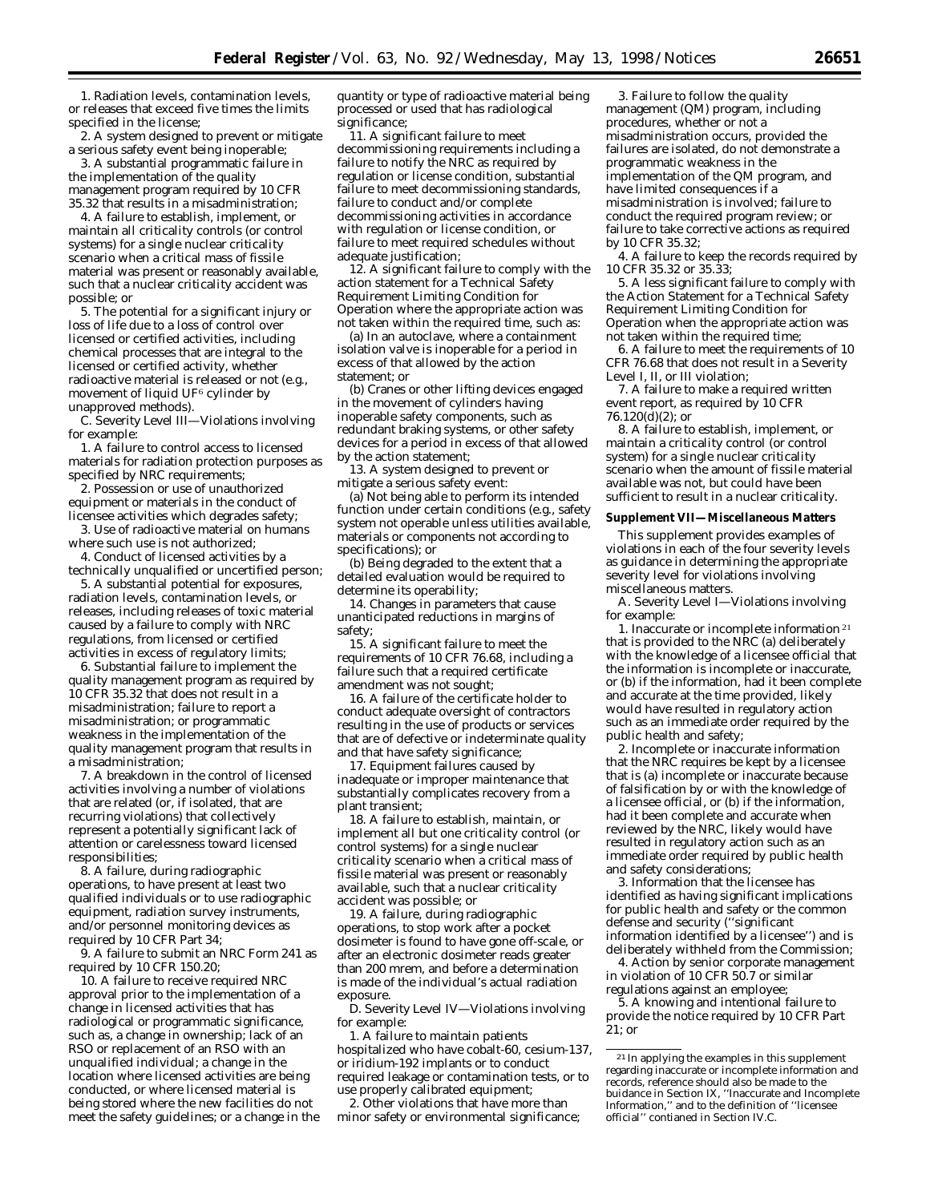1. Radiation levels, contamination levels, or releases that exceed five times the limits specified in the license;

2. A system designed to prevent or mitigate a serious safety event being inoperable;

3. A substantial programmatic failure in the implementation of the quality management program required by 10 CFR 35.32 that results in a misadministration;

4. A failure to establish, implement, or maintain all criticality controls (or control systems) for a single nuclear criticality scenario when a critical mass of fissile material was present or reasonably available, such that a nuclear criticality accident was possible; or

5. The potential for a significant injury or loss of life due to a loss of control over licensed or certified activities, including chemical processes that are integral to the licensed or certified activity, whether radioactive material is released or not (e.g., movement of liquid $UF^6$ cylinder by unapproved methods).

C. Severity Level III—Violations involving for example:

1. A failure to control access to licensed materials for radiation protection purposes as specified by NRC requirements;

2. Possession or use of unauthorized equipment or materials in the conduct of licensee activities which degrades safety;

3. Use of radioactive material on humans where such use is not authorized;

4. Conduct of licensed activities by a technically unqualified or uncertified person;

5. A substantial potential for exposures, radiation levels, contamination levels, or releases, including releases of toxic material caused by a failure to comply with NRC regulations, from licensed or certified activities in excess of regulatory limits;

6. Substantial failure to implement the quality management program as required by 10 CFR 35.32 that does not result in a misadministration; failure to report a misadministration; or programmatic weakness in the implementation of the quality management program that results in a misadministration;

7. A breakdown in the control of licensed activities involving a number of violations that are related (or, if isolated, that are recurring violations) that collectively represent a potentially significant lack of attention or carelessness toward licensed responsibilities;

8. A failure, during radiographic operations, to have present at least two qualified individuals or to use radiographic equipment, radiation survey instruments, and/or personnel monitoring devices as required by 10 CFR Part 34;

9. A failure to submit an NRC Form 241 as required by 10 CFR 150.20;

10. A failure to receive required NRC approval prior to the implementation of a change in licensed activities that has radiological or programmatic significance, such as, a change in ownership; lack of an RSO or replacement of an RSO with an unqualified individual; a change in the location where licensed activities are being conducted, or where licensed material is being stored where the new facilities do not meet the safety guidelines; or a change in the quantity or type of radioactive material being processed or used that has radiological significance;

11. A significant failure to meet decommissioning requirements including a failure to notify the NRC as required by regulation or license condition, substantial failure to meet decommissioning standards, failure to conduct and/or complete decommissioning activities in accordance with regulation or license condition, or failure to meet required schedules without adequate justification;

12. A significant failure to comply with the action statement for a Technical Safety Requirement Limiting Condition for Operation where the appropriate action was not taken within the required time, such as:

(a) In an autoclave, where a containment isolation valve is inoperable for a period in excess of that allowed by the action statement; or

(b) Cranes or other lifting devices engaged in the movement of cylinders having inoperable safety components, such as redundant braking systems, or other safety devices for a period in excess of that allowed by the action statement;

13. A system designed to prevent or mitigate a serious safety event:

(a) Not being able to perform its intended function under certain conditions (e.g., safety system not operable unless utilities available, materials or components not according to specifications); or

(b) Being degraded to the extent that a detailed evaluation would be required to determine its operability;

14. Changes in parameters that cause unanticipated reductions in margins of safety;

15. A significant failure to meet the requirements of 10 CFR 76.68, including a failure such that a required certificate amendment was not sought;

16. A failure of the certificate holder to conduct adequate oversight of contractors resulting in the use of products or services that are of defective or indeterminate quality and that have safety significance;

17. Equipment failures caused by inadequate or improper maintenance that substantially complicates recovery from a plant transient;

18. A failure to establish, maintain, or implement all but one criticality control (or control systems) for a single nuclear criticality scenario when a critical mass of fissile material was present or reasonably available, such that a nuclear criticality accident was possible; or

19. A failure, during radiographic operations, to stop work after a pocket dosimeter is found to have gone off-scale, or after an electronic dosimeter reads greater than 200 mrem, and before a determination is made of the individual's actual radiation exposure.

D. Severity Level IV—Violations involving for example:

1. A failure to maintain patients hospitalized who have cobalt-60, cesium-137, or iridium-192 implants or to conduct required leakage or contamination tests, or to use properly calibrated equipment;

2. Other violations that have more than minor safety or environmental significance;

3. Failure to follow the quality management (QM) program, including procedures, whether or not a misadministration occurs, provided the failures are isolated, do not demonstrate a programmatic weakness in the implementation of the QM program, and have limited consequences if a misadministration is involved; failure to conduct the required program review; or failure to take corrective actions as required by 10 CFR 35.32;

4. A failure to keep the records required by 10 CFR 35.32 or 35.33;

5. A less significant failure to comply with the Action Statement for a Technical Safety Requirement Limiting Condition for Operation when the appropriate action was not taken within the required time;

6. A failure to meet the requirements of 10 CFR 76.68 that does not result in a Severity Level I, II, or III violation;

7. A failure to make a required written event report, as required by 10 CFR 76.120(d)(2); or

8. A failure to establish, implement, or maintain a criticality control (or control system) for a single nuclear criticality scenario when the amount of fissile material available was not, but could have been sufficient to result in a nuclear criticality.

**Supplement VII—Miscellaneous Matters**

This supplement provides examples of violations in each of the four severity levels as guidance in determining the appropriate severity level for violations involving miscellaneous matters.

A. Severity Level I—Violations involving for example:

1. Inaccurate or incomplete information [21] that is provided to the NRC (a) deliberately with the knowledge of a licensee official that the information is incomplete or inaccurate, or (b) if the information, had it been complete and accurate at the time provided, likely would have resulted in regulatory action such as an immediate order required by the public health and safety;

2. Incomplete or inaccurate information that the NRC requires be kept by a licensee that is (a) incomplete or inaccurate because of falsification by or with the knowledge of a licensee official, or (b) if the information, had it been complete and accurate when reviewed by the NRC, likely would have resulted in regulatory action such as an immediate order required by public health and safety considerations;

3. Information that the licensee has identified as having significant implications for public health and safety or the common defense and security (''significant information identified by a licensee'') and is deliberately withheld from the Commission;

4. Action by senior corporate management in violation of 10 CFR 50.7 or similar regulations against an employee;

5. A knowing and intentional failure to provide the notice required by 10 CFR Part 21; or

[21] In applying the examples in this supplement regarding inaccurate or incomplete information and records, reference should also be made to the buidance in Section IX, ''Inaccurate and Incomplete Information,'' and to the definition of ''licensee official'' contianed in Section IV.C.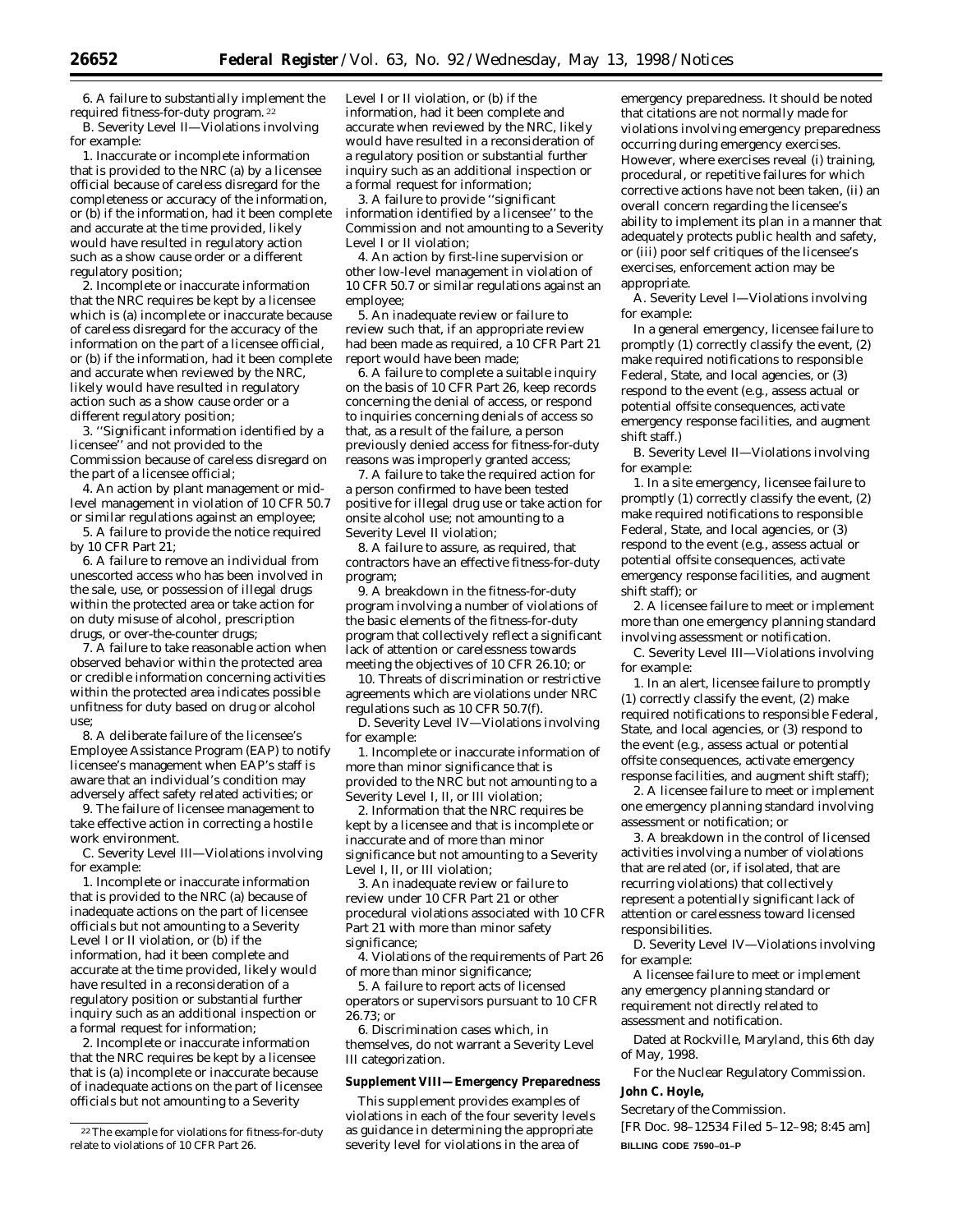6. A failure to substantially implement the required fitness-for-duty program. [22]

B. Severity Level II—Violations involving for example:

1. Inaccurate or incomplete information that is provided to the NRC (a) by a licensee official because of careless disregard for the completeness or accuracy of the information, or (b) if the information, had it been complete and accurate at the time provided, likely would have resulted in regulatory action such as a show cause order or a different regulatory position;

2. Incomplete or inaccurate information that the NRC requires be kept by a licensee which is (a) incomplete or inaccurate because of careless disregard for the accuracy of the information on the part of a licensee official, or (b) if the information, had it been complete and accurate when reviewed by the NRC, likely would have resulted in regulatory action such as a show cause order or a different regulatory position;

3. ''Significant information identified by a licensee'' and not provided to the Commission because of careless disregard on the part of a licensee official;

4. An action by plant management or mid-level management in violation of 10 CFR 50.7 or similar regulations against an employee;

5. A failure to provide the notice required by 10 CFR Part 21;

6. A failure to remove an individual from unescorted access who has been involved in the sale, use, or possession of illegal drugs within the protected area or take action for on duty misuse of alcohol, prescription drugs, or over-the-counter drugs;

7. A failure to take reasonable action when observed behavior within the protected area or credible information concerning activities within the protected area indicates possible unfitness for duty based on drug or alcohol use;

8. A deliberate failure of the licensee's Employee Assistance Program (EAP) to notify licensee's management when EAP's staff is aware that an individual's condition may adversely affect safety related activities; or

9. The failure of licensee management to take effective action in correcting a hostile work environment.

C. Severity Level III—Violations involving for example:

1. Incomplete or inaccurate information that is provided to the NRC (a) because of inadequate actions on the part of licensee officials but not amounting to a Severity Level I or II violation, or (b) if the information, had it been complete and accurate at the time provided, likely would have resulted in a reconsideration of a regulatory position or substantial further inquiry such as an additional inspection or a formal request for information;

2. Incomplete or inaccurate information that the NRC requires be kept by a licensee that is (a) incomplete or inaccurate because of inadequate actions on the part of licensee officials but not amounting to a Severity Level I or II violation, or (b) if the information, had it been complete and accurate when reviewed by the NRC, likely would have resulted in a reconsideration of a regulatory position or substantial further inquiry such as an additional inspection or a formal request for information;

3. A failure to provide ''significant information identified by a licensee'' to the Commission and not amounting to a Severity Level I or II violation;

4. An action by first-line supervision or other low-level management in violation of 10 CFR 50.7 or similar regulations against an employee;

5. An inadequate review or failure to review such that, if an appropriate review had been made as required, a 10 CFR Part 21 report would have been made;

6. A failure to complete a suitable inquiry on the basis of 10 CFR Part 26, keep records concerning the denial of access, or respond to inquiries concerning denials of access so that, as a result of the failure, a person previously denied access for fitness-for-duty reasons was improperly granted access;

7. A failure to take the required action for a person confirmed to have been tested positive for illegal drug use or take action for onsite alcohol use; not amounting to a Severity Level II violation;

8. A failure to assure, as required, that contractors have an effective fitness-for-duty program;

9. A breakdown in the fitness-for-duty program involving a number of violations of the basic elements of the fitness-for-duty program that collectively reflect a significant lack of attention or carelessness towards meeting the objectives of 10 CFR 26.10; or

10. Threats of discrimination or restrictive agreements which are violations under NRC regulations such as 10 CFR 50.7(f).

D. Severity Level IV—Violations involving for example:

1. Incomplete or inaccurate information of more than minor significance that is provided to the NRC but not amounting to a Severity Level I, II, or III violation;

2. Information that the NRC requires be kept by a licensee and that is incomplete or inaccurate and of more than minor significance but not amounting to a Severity Level I, II, or III violation;

3. An inadequate review or failure to review under 10 CFR Part 21 or other procedural violations associated with 10 CFR Part 21 with more than minor safety significance;

4. Violations of the requirements of Part 26 of more than minor significance;

5. A failure to report acts of licensed operators or supervisors pursuant to 10 CFR 26.73; or

6. Discrimination cases which, in themselves, do not warrant a Severity Level III categorization.

**Supplement VIII—Emergency Preparedness**

This supplement provides examples of violations in each of the four severity levels as guidance in determining the appropriate severity level for violations in the area of emergency preparedness. It should be noted that citations are not normally made for violations involving emergency preparedness occurring during emergency exercises. However, where exercises reveal (i) training, procedural, or repetitive failures for which corrective actions have not been taken, (ii) an overall concern regarding the licensee's ability to implement its plan in a manner that adequately protects public health and safety, or (iii) poor self critiques of the licensee's exercises, enforcement action may be appropriate.

A. Severity Level I—Violations involving for example:

In a general emergency, licensee failure to promptly (1) correctly classify the event, (2) make required notifications to responsible Federal, State, and local agencies, or (3) respond to the event (e.g., assess actual or potential offsite consequences, activate emergency response facilities, and augment shift staff.)

B. Severity Level II—Violations involving for example:

1. In a site emergency, licensee failure to promptly (1) correctly classify the event, (2) make required notifications to responsible Federal, State, and local agencies, or (3) respond to the event (e.g., assess actual or potential offsite consequences, activate emergency response facilities, and augment shift staff); or

2. A licensee failure to meet or implement more than one emergency planning standard involving assessment or notification.

C. Severity Level III—Violations involving for example:

1. In an alert, licensee failure to promptly (1) correctly classify the event, (2) make required notifications to responsible Federal, State, and local agencies, or (3) respond to the event (e.g., assess actual or potential offsite consequences, activate emergency response facilities, and augment shift staff);

2. A licensee failure to meet or implement one emergency planning standard involving assessment or notification; or

3. A breakdown in the control of licensed activities involving a number of violations that are related (or, if isolated, that are recurring violations) that collectively represent a potentially significant lack of attention or carelessness toward licensed responsibilities.

D. Severity Level IV—Violations involving for example:

A licensee failure to meet or implement any emergency planning standard or requirement not directly related to assessment and notification.

Dated at Rockville, Maryland, this 6th day of May, 1998.

For the Nuclear Regulatory Commission.

**John C. Hoyle,**

*Secretary of the Commission.*

[FR Doc. 98–12534 Filed 5–12–98; 8:45 am]

**BILLING CODE 7590–01–P**

[22] The example for violations for fitness-for-duty relate to violations of 10 CFR Part 26.